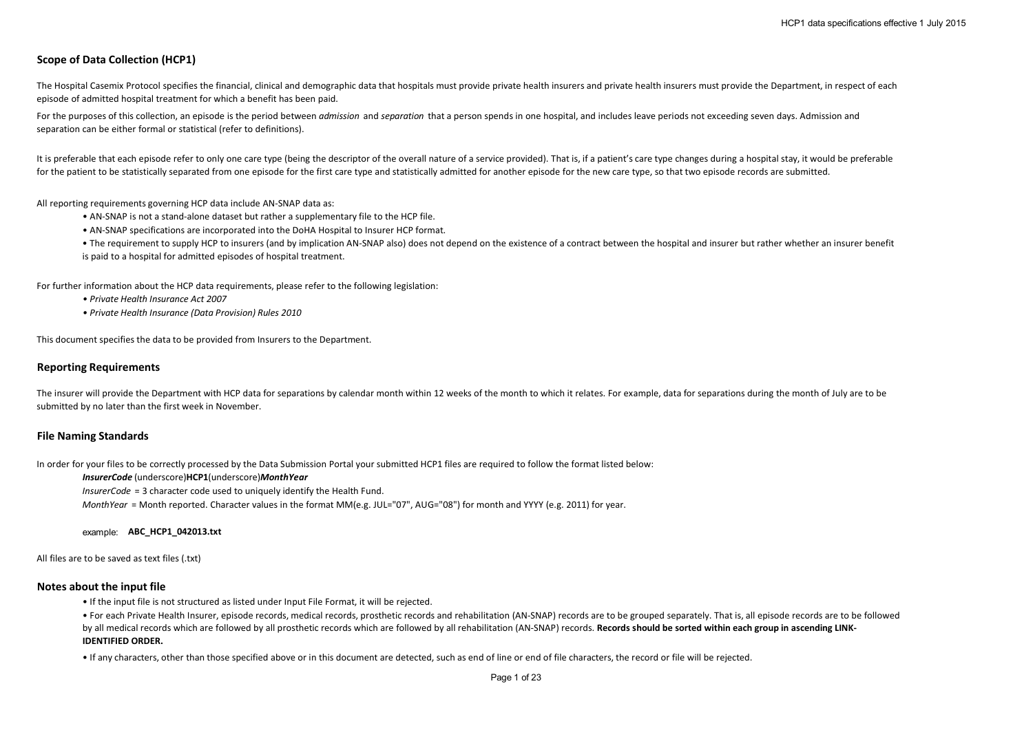## Scope of Data Collection (HCP1)

The Hospital Casemix Protocol specifies the financial, clinical and demographic data that hospitals must provide private health insurers and private health insurers must provide the Department, in respect of each episode of admitted hospital treatment for which a benefit has been paid.

For the purposes of this collection, an episode is the period between *admission* and *separation* that a person spends in one hospital, and includes leave periods not exceeding seven days. Admission and separation can be either formal or statistical (refer to definitions).

It is preferable that each episode refer to only one care type (being the descriptor of the overall nature of a service provided). That is, if a patient's care type changes during a hospital stay, it would be preferable for the patient to be statistically separated from one episode for the first care type and statistically admitted for another episode for the new care type, so that two episode records are submitted.

All reporting requirements governing HCP data include AN-SNAP data as:

- AN-SNAP is not a stand-alone dataset but rather a supplementary file to the HCP file.
- AN-SNAP specifications are incorporated into the DoHA Hospital to Insurer HCP format.
- The requirement to supply HCP to insurers (and by implication AN-SNAP also) does not depend on the existence of a contract between the hospital and insurer but rather whether an insurer benefit is paid to a hospital for admitted episodes of hospital treatment.

For further information about the HCP data requirements, please refer to the following legislation:

- *Private Health Insurance Act 2007*
- *Private Health Insurance (Data Provision) Rules 2010*

This document specifies the data to be provided from Insurers to the Department.

## Reporting Requirements

The insurer will provide the Department with HCP data for separations by calendar month within 12 weeks of the month to which it relates. For example, data for separations during the month of July are to be submitted by no later than the first week in November.

## File Naming Standards

In order for your files to be correctly processed by the Data Submission Portal your submitted HCP1 files are required to follow the format listed below:

***InsurerCode*** (underscore)**HCP1**(underscore)***MonthYear***

*InsurerCode* = 3 character code used to uniquely identify the Health Fund.

*MonthYear* = Month reported. Character values in the format MM(e.g. JUL="07", AUG="08") for month and YYYY (e.g. 2011) for year.

example: **ABC_HCP1_042013.txt**

All files are to be saved as text files (.txt)

## Notes about the input file

- If the input file is not structured as listed under Input File Format, it will be rejected.
- For each Private Health Insurer, episode records, medical records, prosthetic records and rehabilitation (AN-SNAP) records are to be grouped separately. That is, all episode records are to be followed by all medical records which are followed by all prosthetic records which are followed by all rehabilitation (AN-SNAP) records. **Records should be sorted within each group in ascending LINK-IDENTIFIED ORDER.**
- If any characters, other than those specified above or in this document are detected, such as end of line or end of file characters, the record or file will be rejected.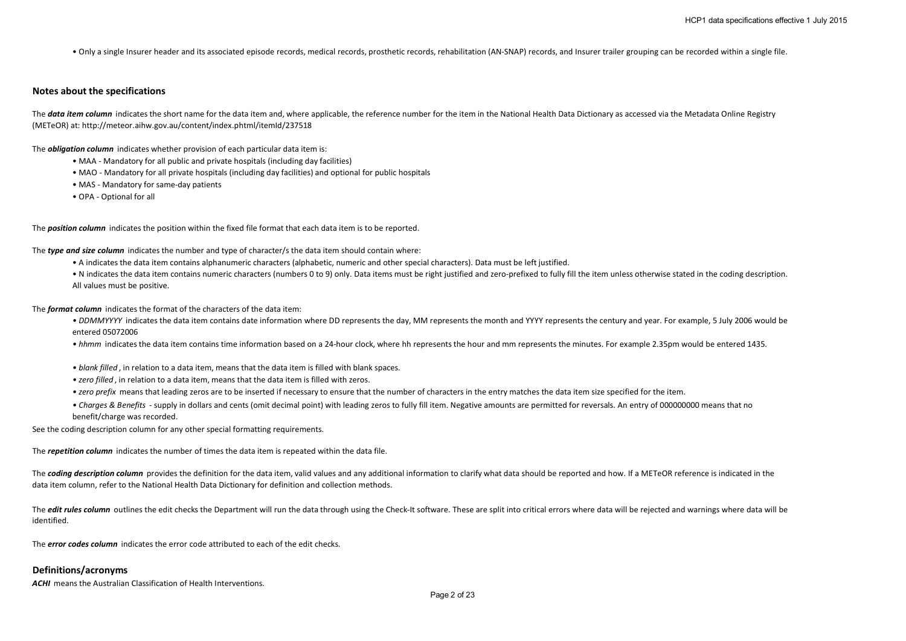• Only a single Insurer header and its associated episode records, medical records, prosthetic records, rehabilitation (AN-SNAP) records, and Insurer trailer grouping can be recorded within a single file.

## Notes about the specifications

The ***data item column*** indicates the short name for the data item and, where applicable, the reference number for the item in the National Health Data Dictionary as accessed via the Metadata Online Registry (METeOR) at: http://meteor.aihw.gov.au/content/index.phtml/itemId/237518

The ***obligation column*** indicates whether provision of each particular data item is:

- MAA - Mandatory for all public and private hospitals (including day facilities)
- MAO - Mandatory for all private hospitals (including day facilities) and optional for public hospitals
- MAS - Mandatory for same-day patients
- OPA - Optional for all

The ***position column*** indicates the position within the fixed file format that each data item is to be reported.

The ***type and size column*** indicates the number and type of character/s the data item should contain where:

- A indicates the data item contains alphanumeric characters (alphabetic, numeric and other special characters). Data must be left justified.
- N indicates the data item contains numeric characters (numbers 0 to 9) only. Data items must be right justified and zero-prefixed to fully fill the item unless otherwise stated in the coding description. All values must be positive.

The ***format column*** indicates the format of the characters of the data item:

- *DDMMYYYY* indicates the data item contains date information where DD represents the day, MM represents the month and YYYY represents the century and year. For example, 5 July 2006 would be entered 05072006
- *hhmm* indicates the data item contains time information based on a 24-hour clock, where hh represents the hour and mm represents the minutes. For example 2.35pm would be entered 1435.
- *blank filled*, in relation to a data item, means that the data item is filled with blank spaces.
- *zero filled*, in relation to a data item, means that the data item is filled with zeros.
- *zero prefix* means that leading zeros are to be inserted if necessary to ensure that the number of characters in the entry matches the data item size specified for the item.
- *Charges & Benefits* - supply in dollars and cents (omit decimal point) with leading zeros to fully fill item. Negative amounts are permitted for reversals. An entry of 000000000 means that no benefit/charge was recorded.

See the coding description column for any other special formatting requirements.

The ***repetition column*** indicates the number of times the data item is repeated within the data file.

The ***coding description column*** provides the definition for the data item, valid values and any additional information to clarify what data should be reported and how. If a METeOR reference is indicated in the data item column, refer to the National Health Data Dictionary for definition and collection methods.

The ***edit rules column*** outlines the edit checks the Department will run the data through using the Check-It software. These are split into critical errors where data will be rejected and warnings where data will be identified.

The ***error codes column*** indicates the error code attributed to each of the edit checks.

## Definitions/acronyms

***ACHI*** means the Australian Classification of Health Interventions.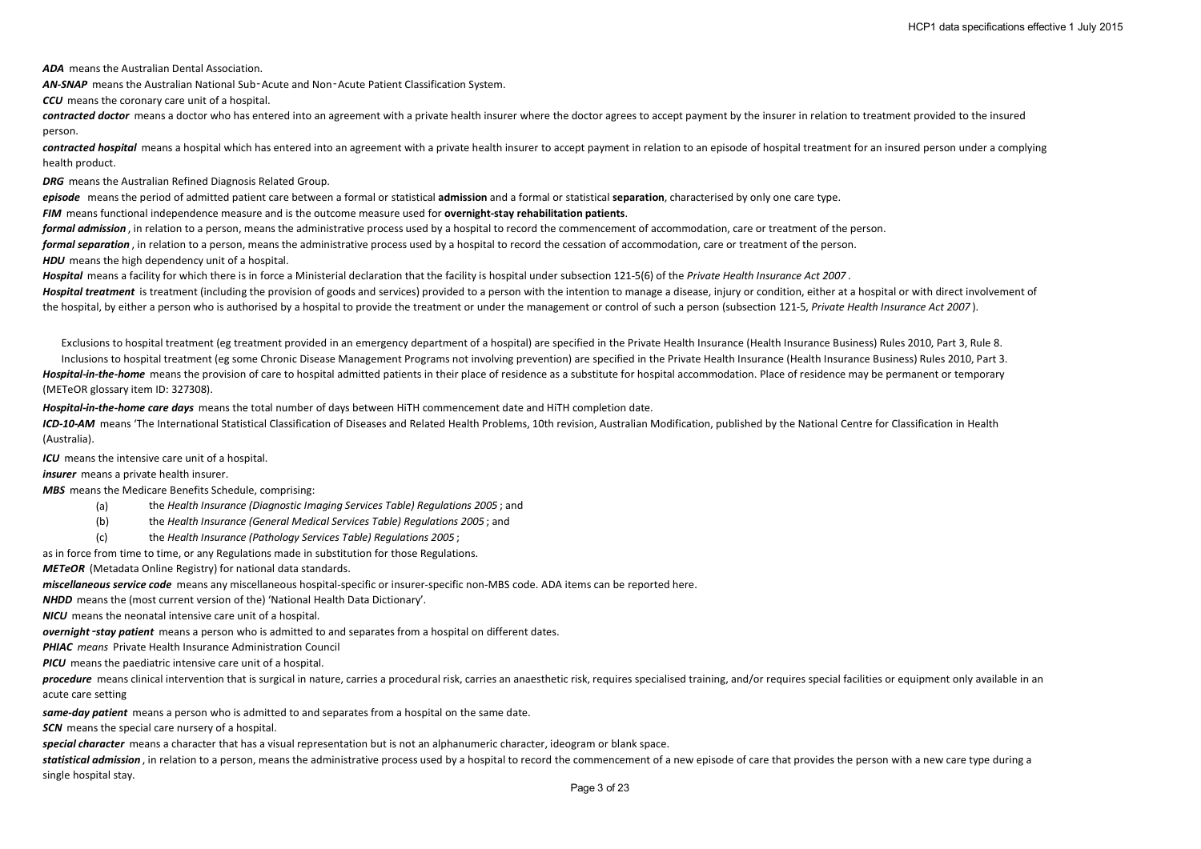***ADA*** means the Australian Dental Association.

***AN-SNAP*** means the Australian National Sub‑Acute and Non‑Acute Patient Classification System.

***CCU*** means the coronary care unit of a hospital.

***contracted doctor*** means a doctor who has entered into an agreement with a private health insurer where the doctor agrees to accept payment by the insurer in relation to treatment provided to the insured person.

***contracted hospital*** means a hospital which has entered into an agreement with a private health insurer to accept payment in relation to an episode of hospital treatment for an insured person under a complying health product.

***DRG*** means the Australian Refined Diagnosis Related Group.

***episode*** means the period of admitted patient care between a formal or statistical **admission** and a formal or statistical **separation**, characterised by only one care type.

***FIM*** means functional independence measure and is the outcome measure used for **overnight-stay rehabilitation patients**.

***formal admission***, in relation to a person, means the administrative process used by a hospital to record the commencement of accommodation, care or treatment of the person.

***formal separation***, in relation to a person, means the administrative process used by a hospital to record the cessation of accommodation, care or treatment of the person.

***HDU*** means the high dependency unit of a hospital.

***Hospital*** means a facility for which there is in force a Ministerial declaration that the facility is hospital under subsection 121-5(6) of the *Private Health Insurance Act 2007*.

***Hospital treatment*** is treatment (including the provision of goods and services) provided to a person with the intention to manage a disease, injury or condition, either at a hospital or with direct involvement of the hospital, by either a person who is authorised by a hospital to provide the treatment or under the management or control of such a person (subsection 121-5, *Private Health Insurance Act 2007*).

Exclusions to hospital treatment (eg treatment provided in an emergency department of a hospital) are specified in the Private Health Insurance (Health Insurance Business) Rules 2010, Part 3, Rule 8.

Inclusions to hospital treatment (eg some Chronic Disease Management Programs not involving prevention) are specified in the Private Health Insurance (Health Insurance Business) Rules 2010, Part 3.

***Hospital-in-the-home*** means the provision of care to hospital admitted patients in their place of residence as a substitute for hospital accommodation. Place of residence may be permanent or temporary (METeOR glossary item ID: 327308).

***Hospital-in-the-home care days*** means the total number of days between HiTH commencement date and HiTH completion date.

***ICD-10-AM*** means 'The International Statistical Classification of Diseases and Related Health Problems, 10th revision, Australian Modification, published by the National Centre for Classification in Health (Australia).

***ICU*** means the intensive care unit of a hospital.

***insurer*** means a private health insurer.

***MBS*** means the Medicare Benefits Schedule, comprising:

(a) the *Health Insurance (Diagnostic Imaging Services Table) Regulations 2005*; and

(b) the *Health Insurance (General Medical Services Table) Regulations 2005*; and

(c) the *Health Insurance (Pathology Services Table) Regulations 2005*;

as in force from time to time, or any Regulations made in substitution for those Regulations.

***METeOR*** (Metadata Online Registry) for national data standards.

***miscellaneous service code*** means any miscellaneous hospital-specific or insurer-specific non-MBS code. ADA items can be reported here.

***NHDD*** means the (most current version of the) 'National Health Data Dictionary'.

***NICU*** means the neonatal intensive care unit of a hospital.

***overnight‑stay patient*** means a person who is admitted to and separates from a hospital on different dates.

***PHIAC*** *means* Private Health Insurance Administration Council

***PICU*** means the paediatric intensive care unit of a hospital.

***procedure*** means clinical intervention that is surgical in nature, carries a procedural risk, carries an anaesthetic risk, requires specialised training, and/or requires special facilities or equipment only available in an acute care setting

***same-day patient*** means a person who is admitted to and separates from a hospital on the same date.

***SCN*** means the special care nursery of a hospital.

***special character*** means a character that has a visual representation but is not an alphanumeric character, ideogram or blank space.

***statistical admission***, in relation to a person, means the administrative process used by a hospital to record the commencement of a new episode of care that provides the person with a new care type during a single hospital stay.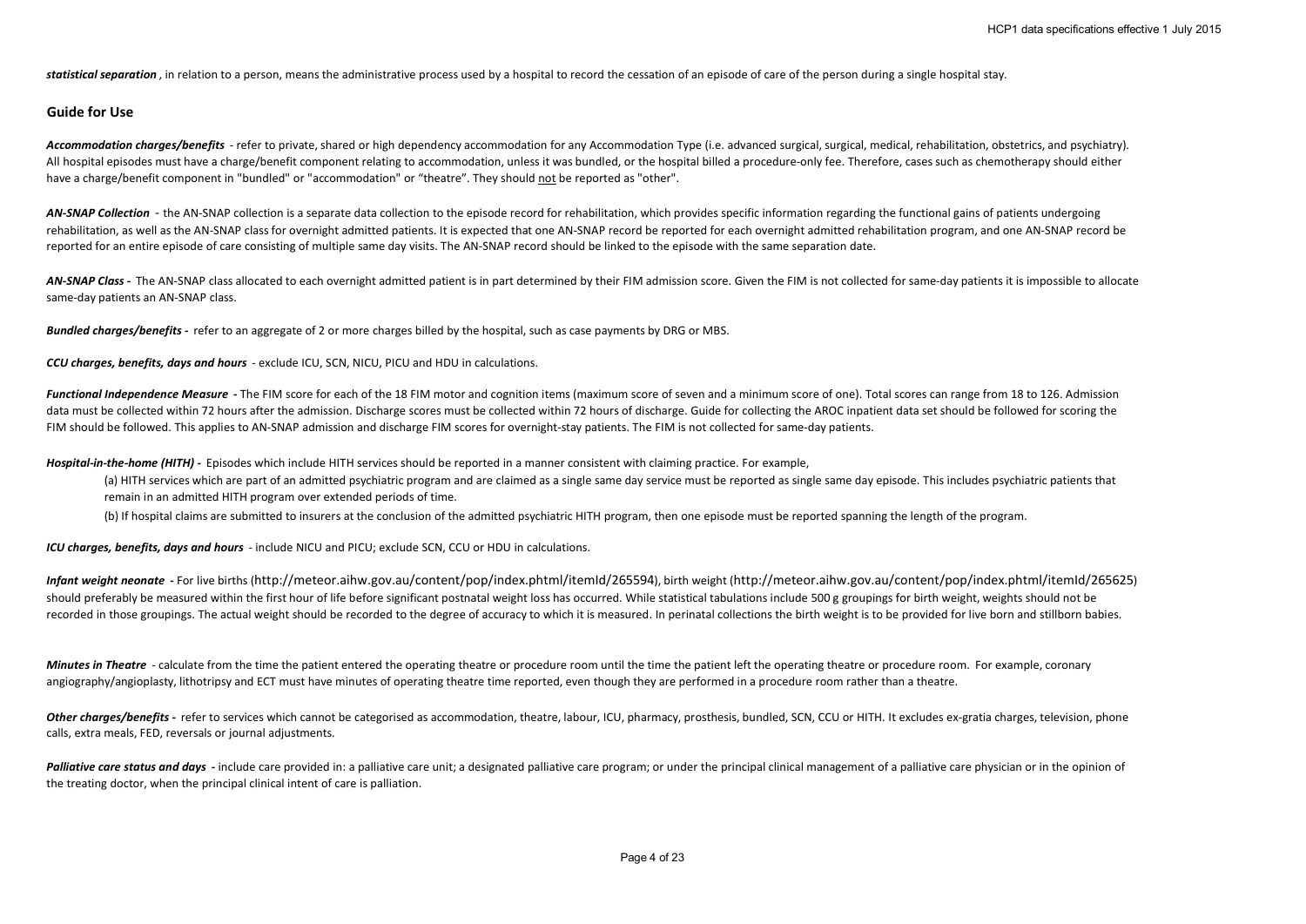***statistical separation*** , in relation to a person, means the administrative process used by a hospital to record the cessation of an episode of care of the person during a single hospital stay.

## Guide for Use

***Accommodation charges/benefits*** - refer to private, shared or high dependency accommodation for any Accommodation Type (i.e. advanced surgical, surgical, medical, rehabilitation, obstetrics, and psychiatry). All hospital episodes must have a charge/benefit component relating to accommodation, unless it was bundled, or the hospital billed a procedure-only fee. Therefore, cases such as chemotherapy should either have a charge/benefit component in "bundled" or "accommodation" or "theatre". They should <u>not</u> be reported as "other".

***AN-SNAP Collection*** - the AN-SNAP collection is a separate data collection to the episode record for rehabilitation, which provides specific information regarding the functional gains of patients undergoing rehabilitation, as well as the AN-SNAP class for overnight admitted patients. It is expected that one AN-SNAP record be reported for each overnight admitted rehabilitation program, and one AN-SNAP record be reported for an entire episode of care consisting of multiple same day visits. The AN-SNAP record should be linked to the episode with the same separation date.

***AN-SNAP Class -*** The AN-SNAP class allocated to each overnight admitted patient is in part determined by their FIM admission score. Given the FIM is not collected for same-day patients it is impossible to allocate same-day patients an AN-SNAP class.

***Bundled charges/benefits -*** refer to an aggregate of 2 or more charges billed by the hospital, such as case payments by DRG or MBS.

***CCU charges, benefits, days and hours*** - exclude ICU, SCN, NICU, PICU and HDU in calculations.

***Functional Independence Measure -*** The FIM score for each of the 18 FIM motor and cognition items (maximum score of seven and a minimum score of one). Total scores can range from 18 to 126. Admission data must be collected within 72 hours after the admission. Discharge scores must be collected within 72 hours of discharge. Guide for collecting the AROC inpatient data set should be followed for scoring the FIM should be followed. This applies to AN-SNAP admission and discharge FIM scores for overnight-stay patients. The FIM is not collected for same-day patients.

***Hospital-in-the-home (HITH) -*** Episodes which include HITH services should be reported in a manner consistent with claiming practice. For example,

(a) HITH services which are part of an admitted psychiatric program and are claimed as a single same day service must be reported as single same day episode. This includes psychiatric patients that remain in an admitted HITH program over extended periods of time.

(b) If hospital claims are submitted to insurers at the conclusion of the admitted psychiatric HITH program, then one episode must be reported spanning the length of the program.

***ICU charges, benefits, days and hours*** - include NICU and PICU; exclude SCN, CCU or HDU in calculations.

***Infant weight neonate -*** For live births (http://meteor.aihw.gov.au/content/pop/index.phtml/itemId/265594), birth weight (http://meteor.aihw.gov.au/content/pop/index.phtml/itemId/265625) should preferably be measured within the first hour of life before significant postnatal weight loss has occurred. While statistical tabulations include 500 g groupings for birth weight, weights should not be recorded in those groupings. The actual weight should be recorded to the degree of accuracy to which it is measured. In perinatal collections the birth weight is to be provided for live born and stillborn babies.

***Minutes in Theatre*** - calculate from the time the patient entered the operating theatre or procedure room until the time the patient left the operating theatre or procedure room. For example, coronary angiography/angioplasty, lithotripsy and ECT must have minutes of operating theatre time reported, even though they are performed in a procedure room rather than a theatre.

***Other charges/benefits -*** refer to services which cannot be categorised as accommodation, theatre, labour, ICU, pharmacy, prosthesis, bundled, SCN, CCU or HITH. It excludes ex-gratia charges, television, phone calls, extra meals, FED, reversals or journal adjustments.

***Palliative care status and days -*** include care provided in: a palliative care unit; a designated palliative care program; or under the principal clinical management of a palliative care physician or in the opinion of the treating doctor, when the principal clinical intent of care is palliation.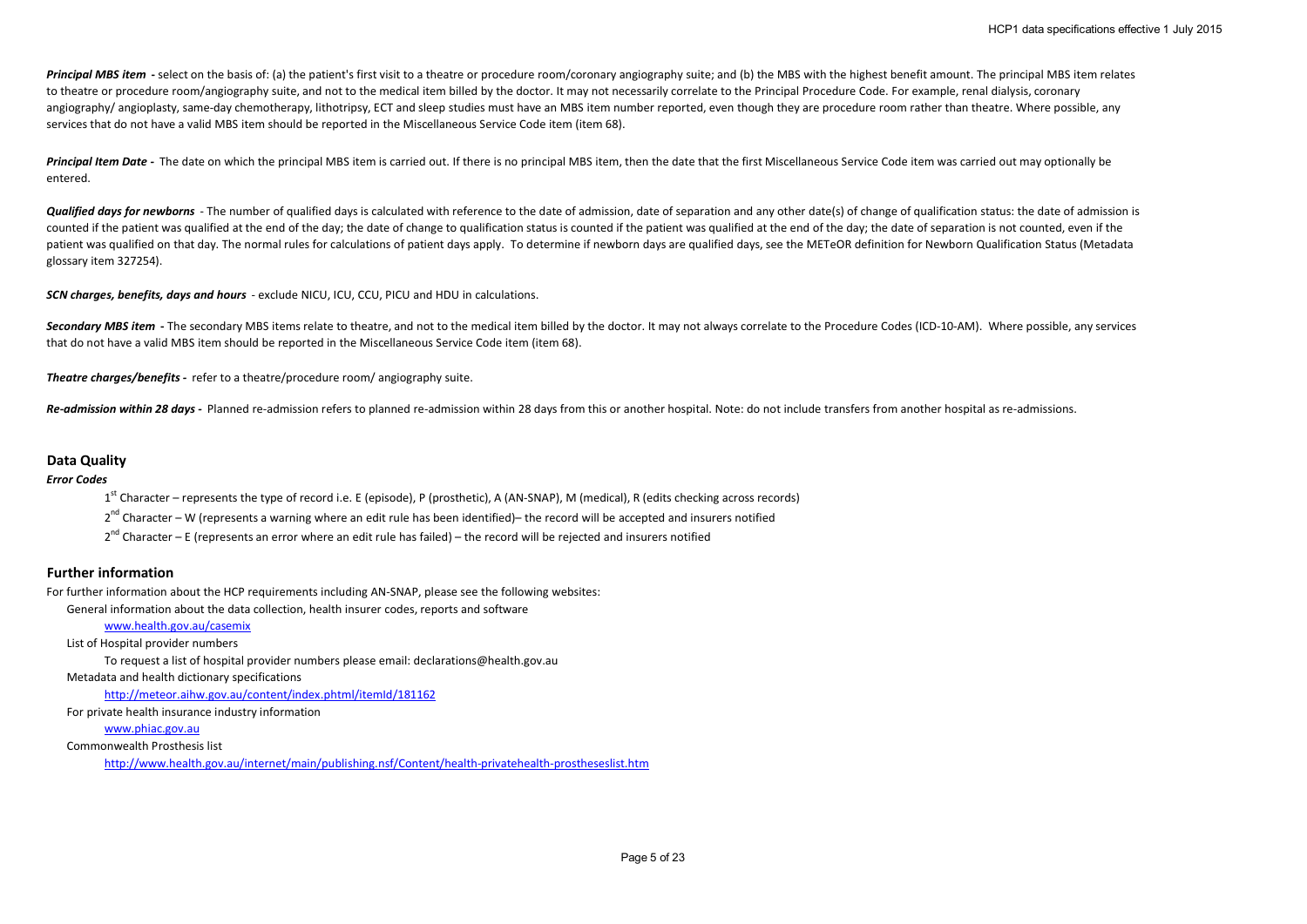***Principal MBS item*** **-** select on the basis of: (a) the patient's first visit to a theatre or procedure room/coronary angiography suite; and (b) the MBS with the highest benefit amount. The principal MBS item relates to theatre or procedure room/angiography suite, and not to the medical item billed by the doctor. It may not necessarily correlate to the Principal Procedure Code. For example, renal dialysis, coronary angiography/ angioplasty, same-day chemotherapy, lithotripsy, ECT and sleep studies must have an MBS item number reported, even though they are procedure room rather than theatre. Where possible, any services that do not have a valid MBS item should be reported in the Miscellaneous Service Code item (item 68).

***Principal Item Date*** **-** The date on which the principal MBS item is carried out. If there is no principal MBS item, then the date that the first Miscellaneous Service Code item was carried out may optionally be entered.

***Qualified days for newborns*** - The number of qualified days is calculated with reference to the date of admission, date of separation and any other date(s) of change of qualification status: the date of admission is counted if the patient was qualified at the end of the day; the date of change to qualification status is counted if the patient was qualified at the end of the day; the date of separation is not counted, even if the patient was qualified on that day. The normal rules for calculations of patient days apply. To determine if newborn days are qualified days, see the METeOR definition for Newborn Qualification Status (Metadata glossary item 327254).

***SCN charges, benefits, days and hours*** - exclude NICU, ICU, CCU, PICU and HDU in calculations.

***Secondary MBS item*** **-** The secondary MBS items relate to theatre, and not to the medical item billed by the doctor. It may not always correlate to the Procedure Codes (ICD-10-AM). Where possible, any services that do not have a valid MBS item should be reported in the Miscellaneous Service Code item (item 68).

***Theatre charges/benefits*** **-** refer to a theatre/procedure room/ angiography suite.

***Re-admission within 28 days*** **-** Planned re-admission refers to planned re-admission within 28 days from this or another hospital. Note: do not include transfers from another hospital as re-admissions.

## Data Quality

***Error Codes***

1st Character – represents the type of record i.e. E (episode), P (prosthetic), A (AN-SNAP), M (medical), R (edits checking across records)

2nd Character – W (represents a warning where an edit rule has been identified)– the record will be accepted and insurers notified

2nd Character – E (represents an error where an edit rule has failed) – the record will be rejected and insurers notified

## Further information

For further information about the HCP requirements including AN-SNAP, please see the following websites:

General information about the data collection, health insurer codes, reports and software

www.health.gov.au/casemix

List of Hospital provider numbers

To request a list of hospital provider numbers please email: declarations@health.gov.au

Metadata and health dictionary specifications

http://meteor.aihw.gov.au/content/index.phtml/itemId/181162

For private health insurance industry information

www.phiac.gov.au

Commonwealth Prosthesis list

http://www.health.gov.au/internet/main/publishing.nsf/Content/health-privatehealth-prostheseslist.htm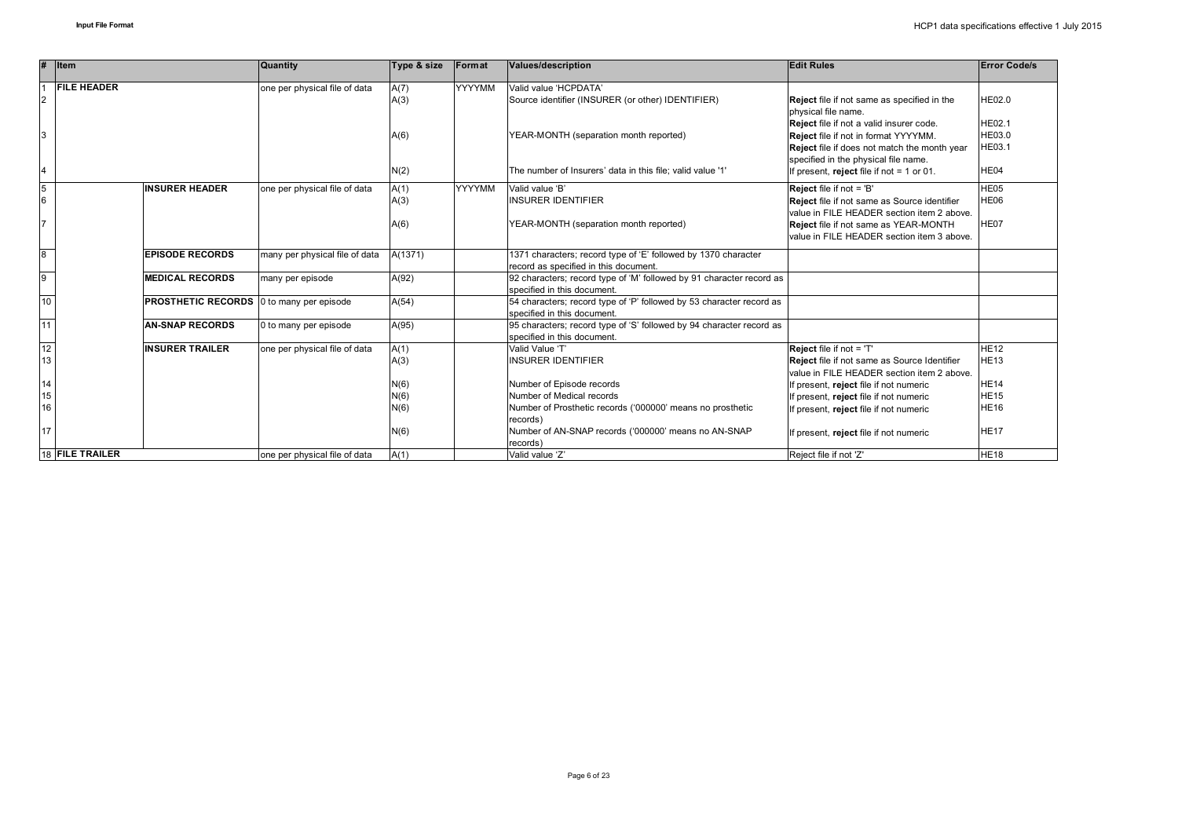| # | Item | | Quantity | Type & size | Format | Values/description | Edit Rules | Error Code/s |
|---|---|---|---|---|---|---|---|---|
| 1 | **FILE HEADER** | | one per physical file of data | A(7) | YYYYMM | Valid value 'HCPDATA' | | |
| 2 | | | | A(3) | | Source identifier (INSURER (or other) IDENTIFIER) | **Reject** file if not same as specified in the physical file name.<br>**Reject** file if not a valid insurer code. | HE02.0<br>HE02.1 |
| 3 | | | | A(6) | | YEAR-MONTH (separation month reported) | **Reject** file if not in format YYYYMM.<br>**Reject** file if does not match the month year specified in the physical file name. | HE03.0<br>HE03.1 |
| 4 | | | | N(2) | | The number of Insurers' data in this file; valid value '1' | If present, **reject** file if not = 1 or 01. | HE04 |
| 5 | | **INSURER HEADER** | one per physical file of data | A(1) | YYYYMM | Valid value 'B' | **Reject** file if not = 'B' | HE05 |
| 6 | | | | A(3) | | INSURER IDENTIFIER | **Reject** file if not same as Source identifier value in FILE HEADER section item 2 above. | HE06 |
| 7 | | | | A(6) | | YEAR-MONTH (separation month reported) | **Reject** file if not same as YEAR-MONTH value in FILE HEADER section item 3 above. | HE07 |
| 8 | | **EPISODE RECORDS** | many per physical file of data | A(1371) | | 1371 characters; record type of 'E' followed by 1370 character record as specified in this document. | | |
| 9 | | **MEDICAL RECORDS** | many per episode | A(92) | | 92 characters; record type of 'M' followed by 91 character record as specified in this document. | | |
| 10 | | **PROSTHETIC RECORDS** | 0 to many per episode | A(54) | | 54 characters; record type of 'P' followed by 53 character record as specified in this document. | | |
| 11 | | **AN-SNAP RECORDS** | 0 to many per episode | A(95) | | 95 characters; record type of 'S' followed by 94 character record as specified in this document. | | |
| 12 | | **INSURER TRAILER** | one per physical file of data | A(1) | | Valid Value 'T' | **Reject** file if not = 'T' | HE12 |
| 13 | | | | A(3) | | INSURER IDENTIFIER | **Reject** file if not same as Source Identifier value in FILE HEADER section item 2 above. | HE13 |
| 14 | | | | N(6) | | Number of Episode records | If present, **reject** file if not numeric | HE14 |
| 15 | | | | N(6) | | Number of Medical records | If present, **reject** file if not numeric | HE15 |
| 16 | | | | N(6) | | Number of Prosthetic records ('000000' means no prosthetic records) | If present, **reject** file if not numeric | HE16 |
| 17 | | | | N(6) | | Number of AN-SNAP records ('000000' means no AN-SNAP records) | If present, **reject** file if not numeric | HE17 |
| 18 | **FILE TRAILER** | | one per physical file of data | A(1) | | Valid value 'Z' | Reject file if not 'Z' | HE18 |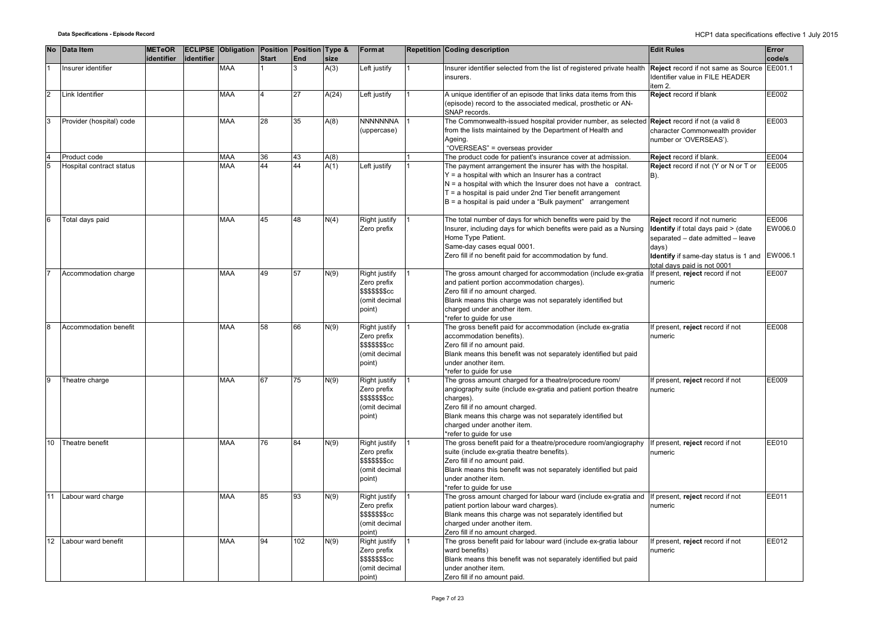| No | Data Item | METeOR identifier | ECLIPSE identifier | Obligation | Position Start | Position End | Type & size | Format | Repetition | Coding description | Edit Rules | Error code/s |
|---|---|---|---|---|---|---|---|---|---|---|---|---|
| 1 | Insurer identifier | | | MAA | 1 | 3 | A(3) | Left justify | 1 | Insurer identifier selected from the list of registered private health insurers. | **Reject** record if not same as Source Identifier value in FILE HEADER item 2. | EE001.1 |
| 2 | Link Identifier | | | MAA | 4 | 27 | A(24) | Left justify | 1 | A unique identifier of an episode that links data items from this (episode) record to the associated medical, prosthetic or AN-SNAP records. | **Reject** record if blank | EE002 |
| 3 | Provider (hospital) code | | | MAA | 28 | 35 | A(8) | NNNNNNNA (uppercase) | 1 | The Commonwealth-issued hospital provider number, as selected from the lists maintained by the Department of Health and Ageing.<br>"OVERSEAS" = overseas provider | **Reject** record if not (a valid 8 character Commonwealth provider number or 'OVERSEAS'). | EE003 |
| 4 | Product code | | | MAA | 36 | 43 | A(8) | | 1 | The product code for patient's insurance cover at admission. | **Reject** record if blank. | EE004 |
| 5 | Hospital contract status | | | MAA | 44 | 44 | A(1) | Left justify | 1 | The payment arrangement the insurer has with the hospital.<br>Y = a hospital with which an Insurer has a contract<br>N = a hospital with which the Insurer does not have a contract.<br>T = a hospital is paid under 2nd Tier benefit arrangement<br>B = a hospital is paid under a "Bulk payment" arrangement | **Reject** record if not (Y or N or T or B). | EE005 |
| 6 | Total days paid | | | MAA | 45 | 48 | N(4) | Right justify Zero prefix | 1 | The total number of days for which benefits were paid by the Insurer, including days for which benefits were paid as a Nursing Home Type Patient.<br>Same-day cases equal 0001.<br>Zero fill if no benefit paid for accommodation by fund. | **Reject** record if not numeric<br>**Identify** if total days paid > (date separated – date admitted – leave days)<br>**Identify** if same-day status is 1 and total days paid is not 0001 | EE006<br>EW006.0<br>EW006.1 |
| 7 | Accommodation charge | | | MAA | 49 | 57 | N(9) | Right justify Zero prefix $$$$$$$cc (omit decimal point) | 1 | The gross amount charged for accommodation (include ex-gratia and patient portion accommodation charges).<br>Zero fill if no amount charged.<br>Blank means this charge was not separately identified but charged under another item.<br>*refer to guide for use | If present, **reject** record if not numeric | EE007 |
| 8 | Accommodation benefit | | | MAA | 58 | 66 | N(9) | Right justify Zero prefix $$$$$$$cc (omit decimal point) | 1 | The gross benefit paid for accommodation (include ex-gratia accommodation benefits).<br>Zero fill if no amount paid.<br>Blank means this benefit was not separately identified but paid under another item.<br>*refer to guide for use | If present, **reject** record if not numeric | EE008 |
| 9 | Theatre charge | | | MAA | 67 | 75 | N(9) | Right justify Zero prefix $$$$$$$cc (omit decimal point) | 1 | The gross amount charged for a theatre/procedure room/ angiography suite (include ex-gratia and patient portion theatre charges).<br>Zero fill if no amount charged.<br>Blank means this charge was not separately identified but charged under another item.<br>*refer to guide for use | If present, **reject** record if not numeric | EE009 |
| 10 | Theatre benefit | | | MAA | 76 | 84 | N(9) | Right justify Zero prefix $$$$$$$cc (omit decimal point) | 1 | The gross benefit paid for a theatre/procedure room/angiography suite (include ex-gratia theatre benefits).<br>Zero fill if no amount paid.<br>Blank means this benefit was not separately identified but paid under another item.<br>*refer to guide for use | If present, **reject** record if not numeric | EE010 |
| 11 | Labour ward charge | | | MAA | 85 | 93 | N(9) | Right justify Zero prefix $$$$$$$cc (omit decimal point) | 1 | The gross amount charged for labour ward (include ex-gratia and patient portion labour ward charges).<br>Blank means this charge was not separately identified but charged under another item.<br>Zero fill if no amount charged. | If present, **reject** record if not numeric | EE011 |
| 12 | Labour ward benefit | | | MAA | 94 | 102 | N(9) | Right justify Zero prefix $$$$$$$cc (omit decimal point) | 1 | The gross benefit paid for labour ward (include ex-gratia labour ward benefits)<br>Blank means this benefit was not separately identified but paid under another item.<br>Zero fill if no amount paid. | If present, **reject** record if not numeric | EE012 |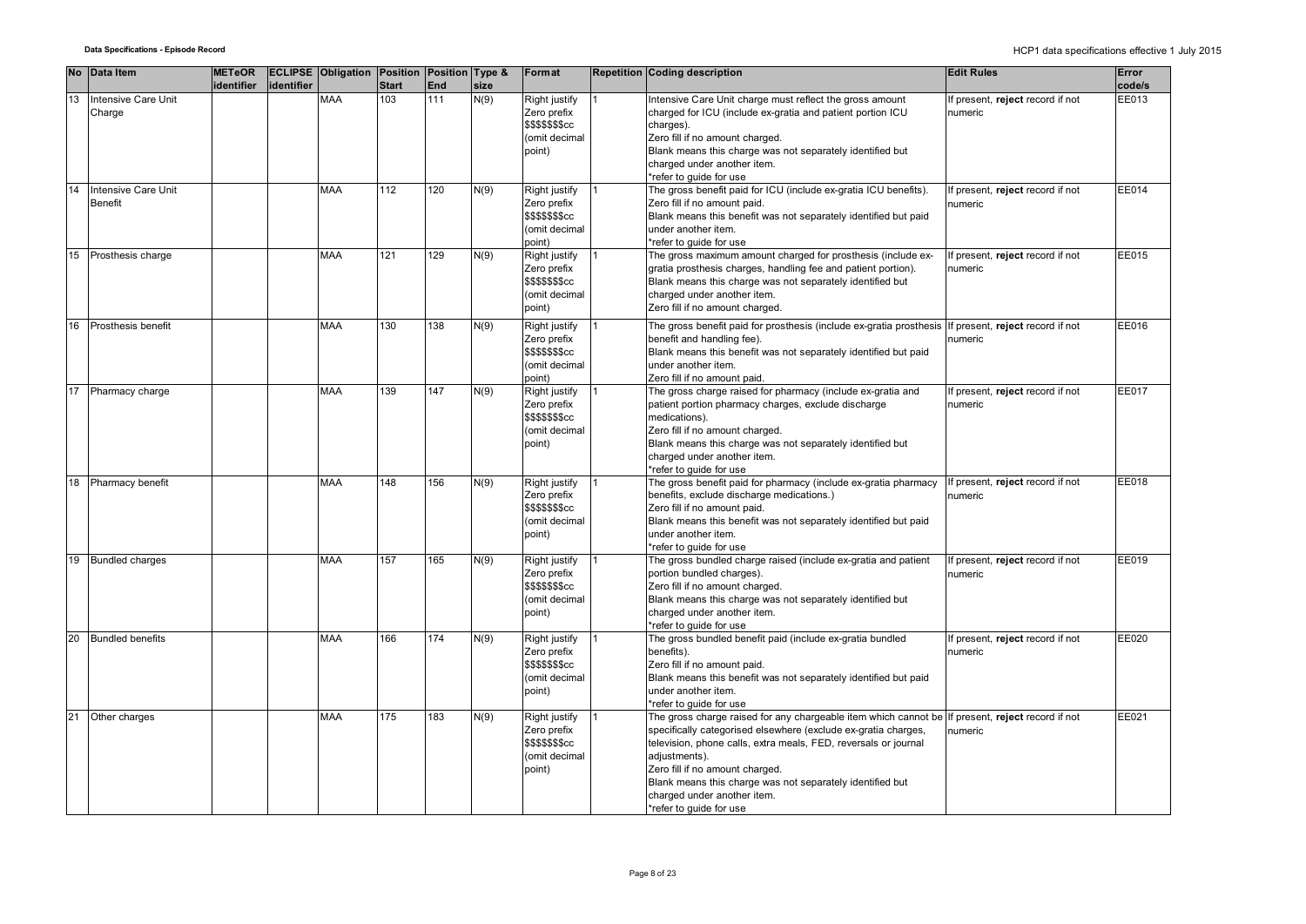| No | Data Item | METeOR identifier | ECLIPSE identifier | Obligation | Position Start | Position End | Type & size | Format | Repetition | Coding description | Edit Rules | Error code/s |
|---|---|---|---|---|---|---|---|---|---|---|---|---|
| 13 | Intensive Care Unit Charge | | | MAA | 103 | 111 | N(9) | Right justify Zero prefix $$$$$$$cc (omit decimal point) | 1 | Intensive Care Unit charge must reflect the gross amount charged for ICU (include ex-gratia and patient portion ICU charges).<br>Zero fill if no amount charged.<br>Blank means this charge was not separately identified but charged under another item.<br>*refer to guide for use | If present, **reject** record if not numeric | EE013 |
| 14 | Intensive Care Unit Benefit | | | MAA | 112 | 120 | N(9) | Right justify Zero prefix $$$$$$$cc (omit decimal point) | 1 | The gross benefit paid for ICU (include ex-gratia ICU benefits).<br>Zero fill if no amount paid.<br>Blank means this benefit was not separately identified but paid under another item.<br>*refer to guide for use | If present, **reject** record if not numeric | EE014 |
| 15 | Prosthesis charge | | | MAA | 121 | 129 | N(9) | Right justify Zero prefix $$$$$$$cc (omit decimal point) | 1 | The gross maximum amount charged for prosthesis (include ex-gratia prosthesis charges, handling fee and patient portion).<br>Blank means this charge was not separately identified but charged under another item.<br>Zero fill if no amount charged. | If present, **reject** record if not numeric | EE015 |
| 16 | Prosthesis benefit | | | MAA | 130 | 138 | N(9) | Right justify Zero prefix $$$$$$$cc (omit decimal point) | 1 | The gross benefit paid for prosthesis (include ex-gratia prosthesis benefit and handling fee).<br>Blank means this benefit was not separately identified but paid under another item.<br>Zero fill if no amount paid. | If present, **reject** record if not numeric | EE016 |
| 17 | Pharmacy charge | | | MAA | 139 | 147 | N(9) | Right justify Zero prefix $$$$$$$cc (omit decimal point) | 1 | The gross charge raised for pharmacy (include ex-gratia and patient portion pharmacy charges, exclude discharge medications).<br>Zero fill if no amount charged.<br>Blank means this charge was not separately identified but charged under another item.<br>*refer to guide for use | If present, **reject** record if not numeric | EE017 |
| 18 | Pharmacy benefit | | | MAA | 148 | 156 | N(9) | Right justify Zero prefix $$$$$$$cc (omit decimal point) | 1 | The gross benefit paid for pharmacy (include ex-gratia pharmacy benefits, exclude discharge medications.)<br>Zero fill if no amount paid.<br>Blank means this benefit was not separately identified but paid under another item.<br>*refer to guide for use | If present, **reject** record if not numeric | EE018 |
| 19 | Bundled charges | | | MAA | 157 | 165 | N(9) | Right justify Zero prefix $$$$$$$cc (omit decimal point) | 1 | The gross bundled charge raised (include ex-gratia and patient portion bundled charges).<br>Zero fill if no amount charged.<br>Blank means this charge was not separately identified but charged under another item.<br>*refer to guide for use | If present, **reject** record if not numeric | EE019 |
| 20 | Bundled benefits | | | MAA | 166 | 174 | N(9) | Right justify Zero prefix $$$$$$$cc (omit decimal point) | 1 | The gross bundled benefit paid (include ex-gratia bundled benefits).<br>Zero fill if no amount paid.<br>Blank means this benefit was not separately identified but paid under another item.<br>*refer to guide for use | If present, **reject** record if not numeric | EE020 |
| 21 | Other charges | | | MAA | 175 | 183 | N(9) | Right justify Zero prefix $$$$$$$cc (omit decimal point) | 1 | The gross charge raised for any chargeable item which cannot be specifically categorised elsewhere (exclude ex-gratia charges, television, phone calls, extra meals, FED, reversals or journal adjustments).<br>Zero fill if no amount charged.<br>Blank means this charge was not separately identified but charged under another item.<br>*refer to guide for use | If present, **reject** record if not numeric | EE021 |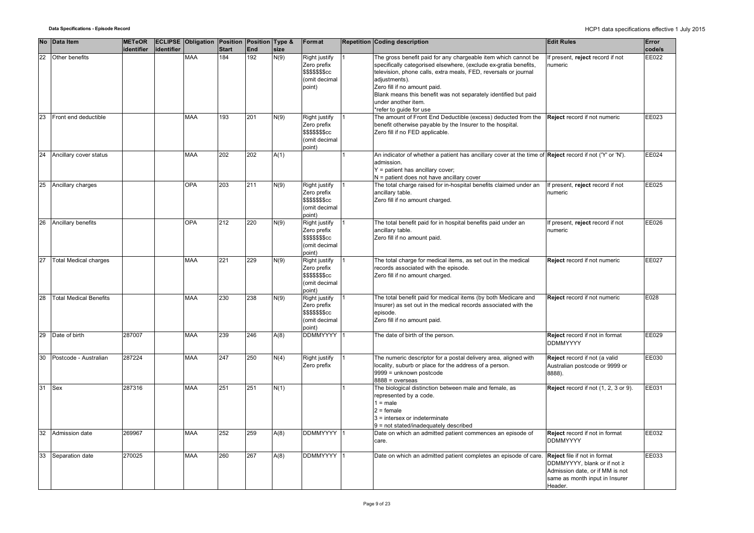| No | Data Item | METeOR identifier | ECLIPSE identifier | Obligation | Position Start | Position End | Type & size | Format | Repetition | Coding description | Edit Rules | Error code/s |
|---|---|---|---|---|---|---|---|---|---|---|---|---|
| 22 | Other benefits | | | MAA | 184 | 192 | N(9) | Right justify Zero prefix $$$$$$$cc (omit decimal point) | 1 | The gross benefit paid for any chargeable item which cannot be specifically categorised elsewhere, (exclude ex-gratia benefits, television, phone calls, extra meals, FED, reversals or journal adjustments).<br>Zero fill if no amount paid.<br>Blank means this benefit was not separately identified but paid under another item.<br>*refer to guide for use | If present, **reject** record if not numeric | EE022 |
| 23 | Front end deductible | | | MAA | 193 | 201 | N(9) | Right justify Zero prefix $$$$$$$cc (omit decimal point) | 1 | The amount of Front End Deductible (excess) deducted from the benefit otherwise payable by the Insurer to the hospital.<br>Zero fill if no FED applicable. | **Reject** record if not numeric | EE023 |
| 24 | Ancillary cover status | | | MAA | 202 | 202 | A(1) | | 1 | An indicator of whether a patient has ancillary cover at the time of admission.<br>Y = patient has ancillary cover;<br>N = patient does not have ancillary cover | **Reject** record if not ('Y' or 'N'). | EE024 |
| 25 | Ancillary charges | | | OPA | 203 | 211 | N(9) | Right justify Zero prefix $$$$$$$cc (omit decimal point) | 1 | The total charge raised for in-hospital benefits claimed under an ancillary table.<br>Zero fill if no amount charged. | If present, **reject** record if not numeric | EE025 |
| 26 | Ancillary benefits | | | OPA | 212 | 220 | N(9) | Right justify Zero prefix $$$$$$$cc (omit decimal point) | 1 | The total benefit paid for in hospital benefits paid under an ancillary table.<br>Zero fill if no amount paid. | If present, **reject** record if not numeric | EE026 |
| 27 | Total Medical charges | | | MAA | 221 | 229 | N(9) | Right justify Zero prefix $$$$$$$cc (omit decimal point) | 1 | The total charge for medical items, as set out in the medical records associated with the episode.<br>Zero fill if no amount charged. | **Reject** record if not numeric | EE027 |
| 28 | Total Medical Benefits | | | MAA | 230 | 238 | N(9) | Right justify Zero prefix $$$$$$$cc (omit decimal point) | 1 | The total benefit paid for medical items (by both Medicare and Insurer) as set out in the medical records associated with the episode.<br>Zero fill if no amount paid. | **Reject** record if not numeric | E028 |
| 29 | Date of birth | 287007 | | MAA | 239 | 246 | A(8) | DDMMYYYY | 1 | The date of birth of the person. | **Reject** record if not in format DDMMYYYY | EE029 |
| 30 | Postcode - Australian | 287224 | | MAA | 247 | 250 | N(4) | Right justify Zero prefix | 1 | The numeric descriptor for a postal delivery area, aligned with locality, suburb or place for the address of a person.<br>9999 = unknown postcode<br>8888 = overseas | **Reject** record if not (a valid Australian postcode or 9999 or 8888). | EE030 |
| 31 | Sex | 287316 | | MAA | 251 | 251 | N(1) | | 1 | The biological distinction between male and female, as represented by a code.<br>1 = male<br>2 = female<br>3 = intersex or indeterminate<br>9 = not stated/inadequately described | **Reject** record if not (1, 2, 3 or 9). | EE031 |
| 32 | Admission date | 269967 | | MAA | 252 | 259 | A(8) | DDMMYYYY | 1 | Date on which an admitted patient commences an episode of care. | **Reject** record if not in format DDMMYYYY | EE032 |
| 33 | Separation date | 270025 | | MAA | 260 | 267 | A(8) | DDMMYYYY | 1 | Date on which an admitted patient completes an episode of care. | **Reject** file if not in format DDMMYYYY, blank or if not ≥ Admission date, or if MM is not same as month input in Insurer Header. | EE033 |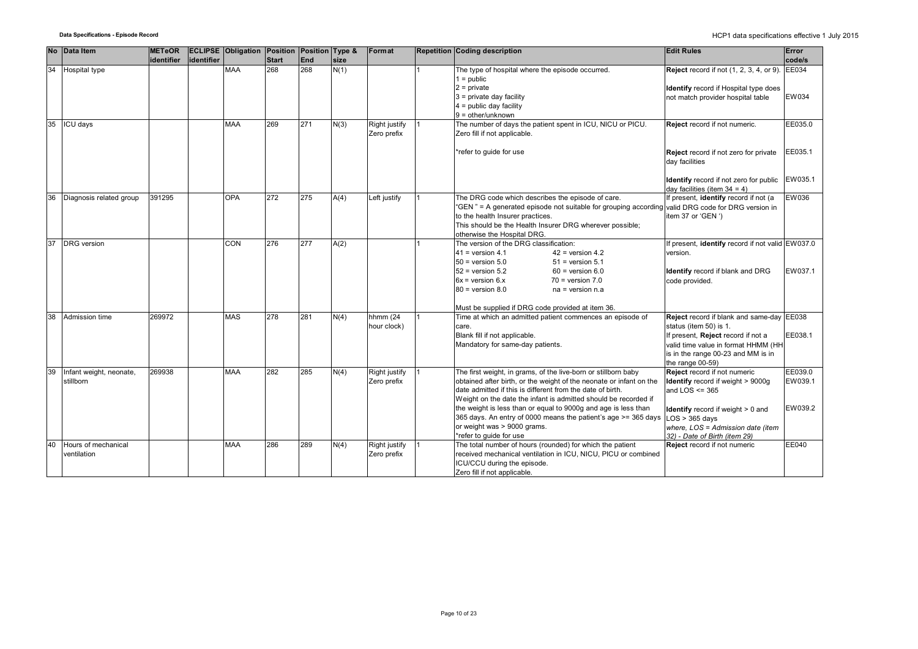| No | Data Item | METeOR identifier | ECLIPSE identifier | Obligation | Position Start | Position End | Type & size | Format | Repetition | Coding description | Edit Rules | Error code/s |
|---|---|---|---|---|---|---|---|---|---|---|---|---|
| 34 | Hospital type | | | MAA | 268 | 268 | N(1) | | 1 | The type of hospital where the episode occurred.<br>1 = public<br>2 = private<br>3 = private day facility<br>4 = public day facility<br>9 = other/unknown | **Reject** record if not (1, 2, 3, 4, or 9).<br><br>**Identify** record if Hospital type does not match provider hospital table | EE034<br><br>EW034 |
| 35 | ICU days | | | MAA | 269 | 271 | N(3) | Right justify Zero prefix | 1 | The number of days the patient spent in ICU, NICU or PICU. Zero fill if not applicable.<br><br>*refer to guide for use | **Reject** record if not numeric.<br><br>**Reject** record if not zero for private day facilities<br><br>**Identify** record if not zero for public day facilities (item 34 = 4) | EE035.0<br><br>EE035.1<br><br>EW035.1 |
| 36 | Diagnosis related group | 391295 | | OPA | 272 | 275 | A(4) | Left justify | 1 | The DRG code which describes the episode of care.<br>"GEN " = A generated episode not suitable for grouping according to the health Insurer practices.<br>This should be the Health Insurer DRG wherever possible; otherwise the Hospital DRG. | If present, **identify** record if not (a valid DRG code for DRG version in item 37 or 'GEN ') | EW036 |
| 37 | DRG version | | | CON | 276 | 277 | A(2) | | 1 | The version of the DRG classification:<br>41 = version 4.1 &nbsp;&nbsp; 42 = version 4.2<br>50 = version 5.0 &nbsp;&nbsp; 51 = version 5.1<br>52 = version 5.2 &nbsp;&nbsp; 60 = version 6.0<br>6x = version 6.x &nbsp;&nbsp; 70 = version 7.0<br>80 = version 8.0 &nbsp;&nbsp; na = version n.a<br><br>Must be supplied if DRG code provided at item 36. | If present, **identify** record if not valid version.<br><br>**Identify** record if blank and DRG code provided. | EW037.0<br><br>EW037.1 |
| 38 | Admission time | 269972 | | MAS | 278 | 281 | N(4) | hhmm (24 hour clock) | 1 | Time at which an admitted patient commences an episode of care.<br>Blank fill if not applicable.<br>Mandatory for same-day patients. | **Reject** record if blank and same-day status (item 50) is 1.<br>If present, **Reject** record if not a valid time value in format HHMM (HH is in the range 00-23 and MM is in the range 00-59) | EE038<br><br>EE038.1 |
| 39 | Infant weight, neonate, stillborn | 269938 | | MAA | 282 | 285 | N(4) | Right justify Zero prefix | 1 | The first weight, in grams, of the live-born or stillborn baby obtained after birth, or the weight of the neonate or infant on the date admitted if this is different from the date of birth.<br>Weight on the date the infant is admitted should be recorded if the weight is less than or equal to 9000g and age is less than 365 days. An entry of 0000 means the patient's age >= 365 days or weight was > 9000 grams.<br>*refer to guide for use | **Reject** record if not numeric<br>**Identify** record if weight > 9000g and LOS <= 365<br><br>**Identify** record if weight > 0 and LOS > 365 days<br>*where, LOS = Admission date (item 32) - Date of Birth (item 29)* | EE039.0<br>EW039.1<br><br>EW039.2 |
| 40 | Hours of mechanical ventilation | | | MAA | 286 | 289 | N(4) | Right justify Zero prefix | 1 | The total number of hours (rounded) for which the patient received mechanical ventilation in ICU, NICU, PICU or combined ICU/CCU during the episode.<br>Zero fill if not applicable. | **Reject** record if not numeric | EE040 |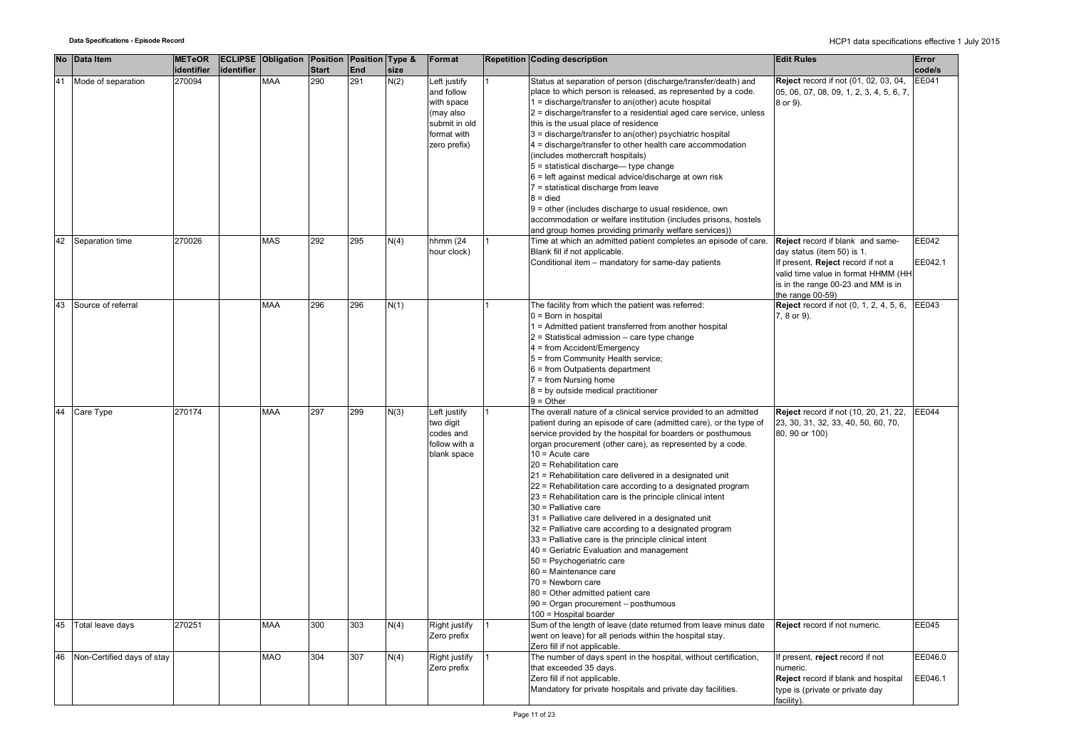| No | Data Item | METeOR identifier | ECLIPSE identifier | Obligation | Position Start | Position End | Type & size | Format | Repetition | Coding description | Edit Rules | Error code/s |
|---|---|---|---|---|---|---|---|---|---|---|---|---|
| 41 | Mode of separation | 270094 | | MAA | 290 | 291 | N(2) | Left justify and follow with space (may also submit in old format with zero prefix) | 1 | Status at separation of person (discharge/transfer/death) and place to which person is released, as represented by a code.<br>1 = discharge/transfer to an(other) acute hospital<br>2 = discharge/transfer to a residential aged care service, unless this is the usual place of residence<br>3 = discharge/transfer to an(other) psychiatric hospital<br>4 = discharge/transfer to other health care accommodation (includes mothercraft hospitals)<br>5 = statistical discharge— type change<br>6 = left against medical advice/discharge at own risk<br>7 = statistical discharge from leave<br>8 = died<br>9 = other (includes discharge to usual residence, own accommodation or welfare institution (includes prisons, hostels and group homes providing primarily welfare services)) | **Reject** record if not (01, 02, 03, 04, 05, 06, 07, 08, 09, 1, 2, 3, 4, 5, 6, 7, 8 or 9). | EE041 |
| 42 | Separation time | 270026 | | MAS | 292 | 295 | N(4) | hhmm (24 hour clock) | 1 | Time at which an admitted patient completes an episode of care.<br>Blank fill if not applicable.<br>Conditional item – mandatory for same-day patients | **Reject** record if blank and same-day status (item 50) is 1.<br>If present, **Reject** record if not a valid time value in format HHMM (HH is in the range 00-23 and MM is in the range 00-59) | EE042<br><br>EE042.1 |
| 43 | Source of referral | | | MAA | 296 | 296 | N(1) | | 1 | The facility from which the patient was referred:<br>0 = Born in hospital<br>1 = Admitted patient transferred from another hospital<br>2 = Statistical admission – care type change<br>4 = from Accident/Emergency<br>5 = from Community Health service;<br>6 = from Outpatients department<br>7 = from Nursing home<br>8 = by outside medical practitioner<br>9 = Other | **Reject** record if not (0, 1, 2, 4, 5, 6, 7, 8 or 9). | EE043 |
| 44 | Care Type | 270174 | | MAA | 297 | 299 | N(3) | Left justify two digit codes and follow with a blank space | 1 | The overall nature of a clinical service provided to an admitted patient during an episode of care (admitted care), or the type of service provided by the hospital for boarders or posthumous organ procurement (other care), as represented by a code.<br>10 = Acute care<br>20 = Rehabilitation care<br>21 = Rehabilitation care delivered in a designated unit<br>22 = Rehabilitation care according to a designated program<br>23 = Rehabilitation care is the principle clinical intent<br>30 = Palliative care<br>31 = Palliative care delivered in a designated unit<br>32 = Palliative care according to a designated program<br>33 = Palliative care is the principle clinical intent<br>40 = Geriatric Evaluation and management<br>50 = Psychogeriatric care<br>60 = Maintenance care<br>70 = Newborn care<br>80 = Other admitted patient care<br>90 = Organ procurement – posthumous<br>100 = Hospital boarder | **Reject** record if not (10, 20, 21, 22, 23, 30, 31, 32, 33, 40, 50, 60, 70, 80, 90 or 100) | EE044 |
| 45 | Total leave days | 270251 | | MAA | 300 | 303 | N(4) | Right justify Zero prefix | 1 | Sum of the length of leave (date returned from leave minus date went on leave) for all periods within the hospital stay.<br>Zero fill if not applicable. | **Reject** record if not numeric. | EE045 |
| 46 | Non-Certified days of stay | | | MAO | 304 | 307 | N(4) | Right justify Zero prefix | 1 | The number of days spent in the hospital, without certification, that exceeded 35 days.<br>Zero fill if not applicable.<br>Mandatory for private hospitals and private day facilities. | If present, **reject** record if not numeric.<br>**Reject** record if blank and hospital type is (private or private day facility). | EE046.0<br><br>EE046.1 |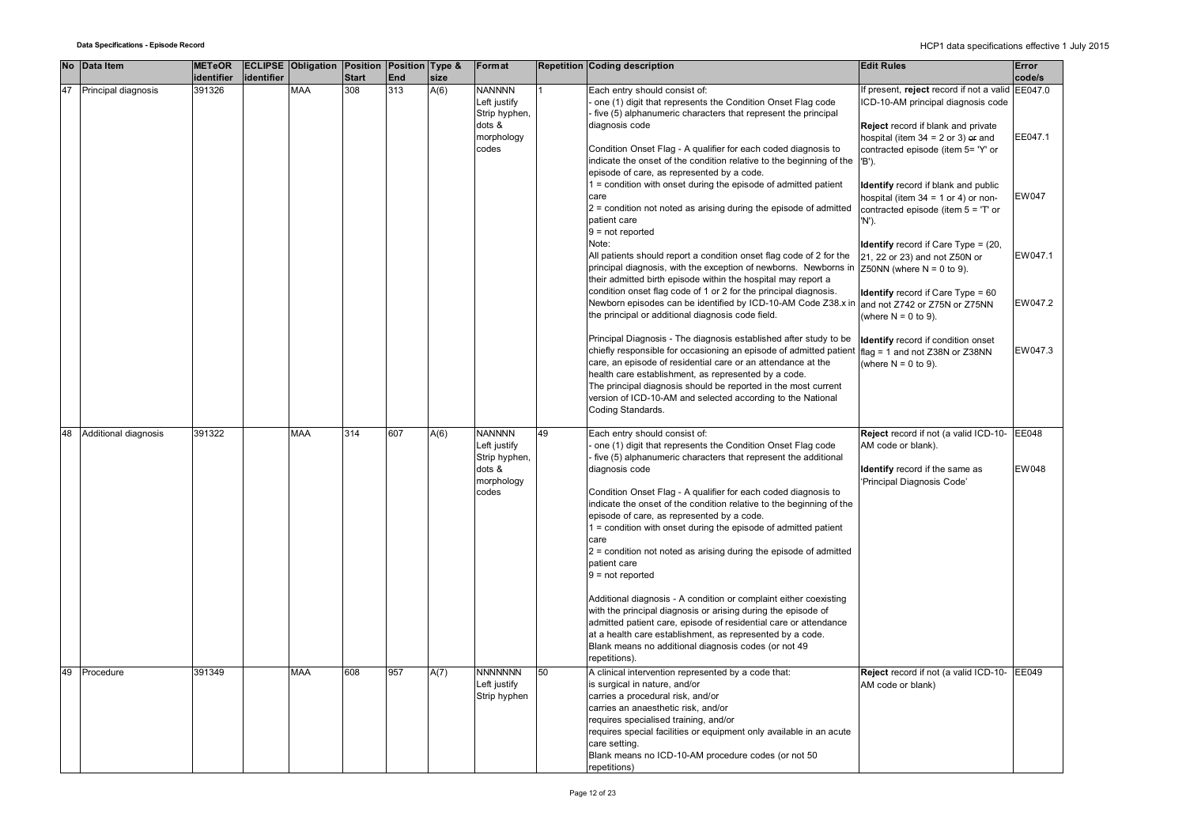| No | Data Item | METeOR identifier | ECLIPSE identifier | Obligation | Position Start | Position End | Type & size | Format | Repetition | Coding description | Edit Rules | Error code/s |
|---|---|---|---|---|---|---|---|---|---|---|---|---|
| 47 | Principal diagnosis | 391326 | | MAA | 308 | 313 | A(6) | NANNNN<br>Left justify<br>Strip hyphen, dots & morphology codes | 1 | Each entry should consist of:<br>- one (1) digit that represents the Condition Onset Flag code<br>- five (5) alphanumeric characters that represent the principal diagnosis code<br><br>Condition Onset Flag - A qualifier for each coded diagnosis to indicate the onset of the condition relative to the beginning of the episode of care, as represented by a code.<br>1 = condition with onset during the episode of admitted patient care<br>2 = condition not noted as arising during the episode of admitted patient care<br>9 = not reported<br>Note:<br>All patients should report a condition onset flag code of 2 for the principal diagnosis, with the exception of newborns. Newborns in their admitted birth episode within the hospital may report a condition onset flag code of 1 or 2 for the principal diagnosis. Newborn episodes can be identified by ICD-10-AM Code Z38.x in the principal or additional diagnosis code field.<br><br>Principal Diagnosis - The diagnosis established after study to be chiefly responsible for occasioning an episode of admitted patient care, an episode of residential care or an attendance at the health care establishment, as represented by a code.<br>The principal diagnosis should be reported in the most current version of ICD-10-AM and selected according to the National Coding Standards. | If present, **reject** record if not a valid ICD-10-AM principal diagnosis code<br><br>**Reject** record if blank and private hospital (item 34 = 2 or 3) ~~or~~ and contracted episode (item 5= 'Y' or 'B').<br><br>**Identify** record if blank and public hospital (item 34 = 1 or 4) or non-contracted episode (item 5 = 'T' or 'N').<br><br>**Identify** record if Care Type = (20, 21, 22 or 23) and not Z50N or Z50NN (where N = 0 to 9).<br><br>**Identify** record if Care Type = 60 and not Z742 or Z75N or Z75NN (where N = 0 to 9).<br><br>**Identify** record if condition onset flag = 1 and not Z38N or Z38NN (where N = 0 to 9). | EE047.0<br><br>EE047.1<br><br>EW047<br><br>EW047.1<br><br>EW047.2<br><br>EW047.3 |
| 48 | Additional diagnosis | 391322 | | MAA | 314 | 607 | A(6) | NANNNN<br>Left justify<br>Strip hyphen, dots & morphology codes | 49 | Each entry should consist of:<br>- one (1) digit that represents the Condition Onset Flag code<br>- five (5) alphanumeric characters that represent the additional diagnosis code<br><br>Condition Onset Flag - A qualifier for each coded diagnosis to indicate the onset of the condition relative to the beginning of the episode of care, as represented by a code.<br>1 = condition with onset during the episode of admitted patient care<br>2 = condition not noted as arising during the episode of admitted patient care<br>9 = not reported<br><br>Additional diagnosis - A condition or complaint either coexisting with the principal diagnosis or arising during the episode of admitted patient care, episode of residential care or attendance at a health care establishment, as represented by a code.<br>Blank means no additional diagnosis codes (or not 49 repetitions). | **Reject** record if not (a valid ICD-10-AM code or blank).<br><br>**Identify** record if the same as 'Principal Diagnosis Code' | EE048<br><br>EW048 |
| 49 | Procedure | 391349 | | MAA | 608 | 957 | A(7) | NNNNNNN<br>Left justify<br>Strip hyphen | 50 | A clinical intervention represented by a code that:<br>is surgical in nature, and/or<br>carries a procedural risk, and/or<br>carries an anaesthetic risk, and/or<br>requires specialised training, and/or<br>requires special facilities or equipment only available in an acute care setting.<br>Blank means no ICD-10-AM procedure codes (or not 50 repetitions) | **Reject** record if not (a valid ICD-10-AM code or blank) | EE049 |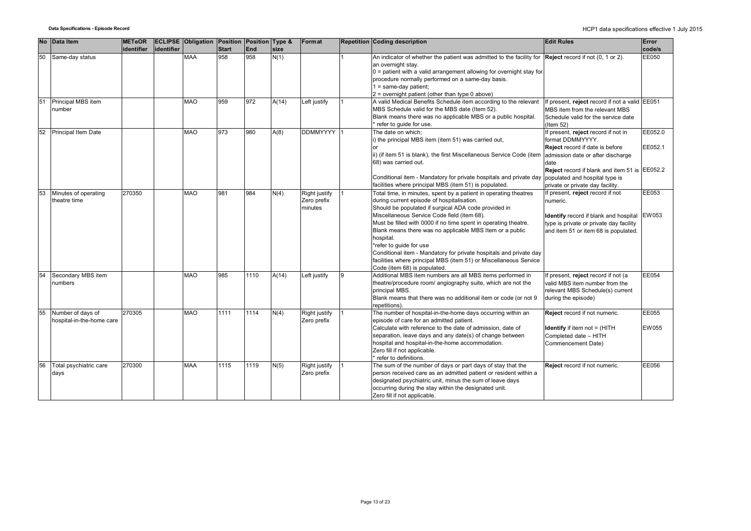| No | Data Item | METeOR identifier | ECLIPSE identifier | Obligation | Position Start | Position End | Type & size | Format | Repetition | Coding description | Edit Rules | Error code/s |
|---|---|---|---|---|---|---|---|---|---|---|---|---|
| 50 | Same-day status | | | MAA | 958 | 958 | N(1) | | 1 | An indicator of whether the patient was admitted to the facility for an overnight stay.<br>0 = patient with a valid arrangement allowing for overnight stay for procedure normally performed on a same-day basis.<br>1 = same-day patient;<br>2 = overnight patient (other than type 0 above) | **Reject** record if not (0, 1 or 2). | EE050 |
| 51 | Principal MBS item number | | | MAO | 959 | 972 | A(14) | Left justify | 1 | A valid Medical Benefits Schedule item according to the relevant MBS Schedule valid for the MBS date (Item 52).<br>Blank means there was no applicable MBS or a public hospital.<br>* refer to guide for use. | If present, **reject** record if not a valid MBS item from the relevant MBS Schedule valid for the service date (Item 52) | EE051 |
| 52 | Principal Item Date | | | MAO | 973 | 980 | A(8) | DDMMYYYY | 1 | The date on which;<br>i) the principal MBS item (item 51) was carried out,<br>or<br>ii) (if item 51 is blank), the first Miscellaneous Service Code (item 68) was carried out.<br><br>Conditional item - Mandatory for private hospitals and private day facilities where principal MBS (item 51) is populated. | If present, **reject** record if not in format DDMMYYYY.<br>**Reject** record if date is before admission date or after discharge date<br>**Reject** record if blank and item 51 is populated and hospital type is private or private day facility. | EE052.0<br><br>EE052.1<br><br>EE052.2 |
| 53 | Minutes of operating theatre time | 270350 | | MAO | 981 | 984 | N(4) | Right justify Zero prefix minutes | 1 | Total time, in minutes, spent by a patient in operating theatres during current episode of hospitalisation.<br>Should be populated if surgical ADA code provided in Miscellaneous Service Code field (item 68).<br>Must be filled with 0000 if no time spent in operating theatre.<br>Blank means there was no applicable MBS Item or a public hospital.<br>*refer to guide for use<br>Conditional item - Mandatory for private hospitals and private day facilities where principal MBS (item 51) or Miscellaneous Service Code (item 68) is populated. | If present, **reject** record if not numeric.<br><br>**Identify** record if blank and hospital type is private or private day facility and item 51 or item 68 is populated. | EE053<br><br>EW053 |
| 54 | Secondary MBS item numbers | | | MAO | 985 | 1110 | A(14) | Left justify | 9 | Additional MBS item numbers are all MBS items performed in theatre/procedure room/ angiography suite, which are not the principal MBS.<br>Blank means that there was no additional item or code (or not 9 repetitions). | If present, **reject** record if not (a valid MBS item number from the relevant MBS Schedule(s) current during the episode) | EE054 |
| 55 | Number of days of hospital-in-the-home care | 270305 | | MAO | 1111 | 1114 | N(4) | Right justify Zero prefix | 1 | The number of hospital-in-the-home days occurring within an episode of care for an admitted patient.<br>Calculate with reference to the date of admission, date of separation, leave days and any date(s) of change between hospital and hospital-in-the-home accommodation.<br>Zero fill if not applicable.<br>* refer to definitions. | **Reject** record if not numeric.<br><br>**Identify** if item not = (HITH Completed date – HITH Commencement Date) | EE055<br><br>EW055 |
| 56 | Total psychiatric care days | 270300 | | MAA | 1115 | 1119 | N(5) | Right justify Zero prefix | 1 | The sum of the number of days or part days of stay that the person received care as an admitted patient or resident within a designated psychiatric unit, minus the sum of leave days occurring during the stay within the designated unit.<br>Zero fill if not applicable. | **Reject** record if not numeric. | EE056 |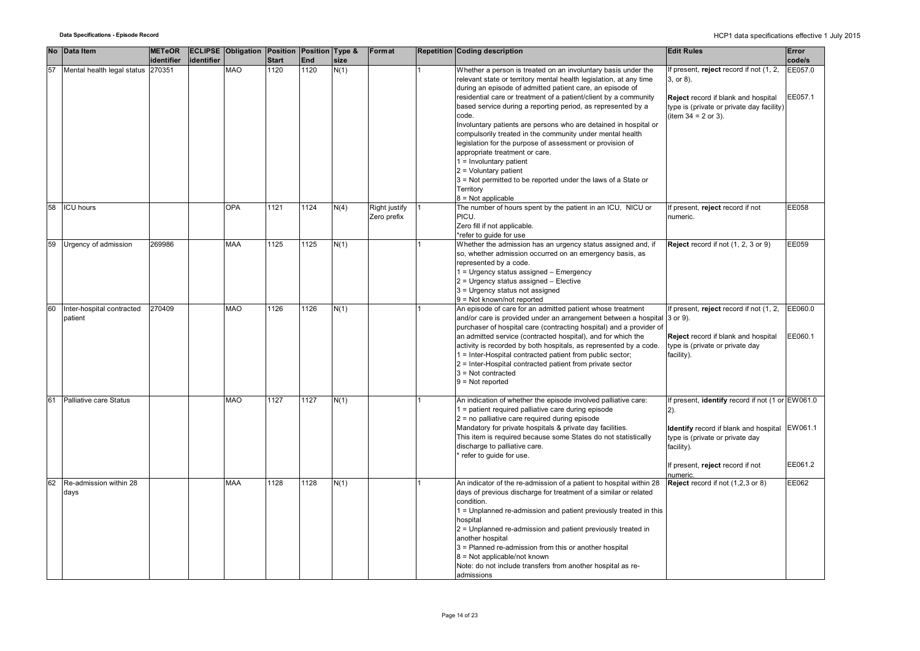| No | Data Item | METeOR identifier | ECLIPSE identifier | Obligation | Position Start | Position End | Type & size | Format | Repetition | Coding description | Edit Rules | Error code/s |
|---|---|---|---|---|---|---|---|---|---|---|---|---|
| 57 | Mental health legal status | 270351 | | MAO | 1120 | 1120 | N(1) | | 1 | Whether a person is treated on an involuntary basis under the relevant state or territory mental health legislation, at any time during an episode of admitted patient care, an episode of residential care or treatment of a patient/client by a community based service during a reporting period, as represented by a code.<br>Involuntary patients are persons who are detained in hospital or compulsorily treated in the community under mental health legislation for the purpose of assessment or provision of appropriate treatment or care.<br>1 = Involuntary patient<br>2 = Voluntary patient<br>3 = Not permitted to be reported under the laws of a State or Territory<br>8 = Not applicable | If present, **reject** record if not (1, 2, 3, or 8).<br><br>**Reject** record if blank and hospital type is (private or private day facility) (item 34 = 2 or 3). | EE057.0<br><br>EE057.1 |
| 58 | ICU hours | | | OPA | 1121 | 1124 | N(4) | Right justify Zero prefix | 1 | The number of hours spent by the patient in an ICU, NICU or PICU.<br>Zero fill if not applicable.<br>*refer to guide for use | If present, **reject** record if not numeric. | EE058 |
| 59 | Urgency of admission | 269986 | | MAA | 1125 | 1125 | N(1) | | 1 | Whether the admission has an urgency status assigned and, if so, whether admission occurred on an emergency basis, as represented by a code.<br>1 = Urgency status assigned – Emergency<br>2 = Urgency status assigned – Elective<br>3 = Urgency status not assigned<br>9 = Not known/not reported | **Reject** record if not (1, 2, 3 or 9) | EE059 |
| 60 | Inter-hospital contracted patient | 270409 | | MAO | 1126 | 1126 | N(1) | | 1 | An episode of care for an admitted patient whose treatment and/or care is provided under an arrangement between a hospital purchaser of hospital care (contracting hospital) and a provider of an admitted service (contracted hospital), and for which the activity is recorded by both hospitals, as represented by a code.<br>1 = Inter-Hospital contracted patient from public sector;<br>2 = Inter-Hospital contracted patient from private sector<br>3 = Not contracted<br>9 = Not reported | If present, **reject** record if not (1, 2, 3 or 9).<br><br>**Reject** record if blank and hospital type is (private or private day facility). | EE060.0<br><br>EE060.1 |
| 61 | Palliative care Status | | | MAO | 1127 | 1127 | N(1) | | 1 | An indication of whether the episode involved palliative care:<br>1 = patient required palliative care during episode<br>2 = no palliative care required during episode<br>Mandatory for private hospitals & private day facilities.<br>This item is required because some States do not statistically discharge to palliative care.<br>* refer to guide for use. | If present, **identify** record if not (1 or 2).<br><br>**Identify** record if blank and hospital type is (private or private day facility).<br><br>If present, **reject** record if not numeric. | EW061.0<br><br>EW061.1<br><br>EE061.2 |
| 62 | Re-admission within 28 days | | | MAA | 1128 | 1128 | N(1) | | 1 | An indicator of the re-admission of a patient to hospital within 28 days of previous discharge for treatment of a similar or related condition.<br>1 = Unplanned re-admission and patient previously treated in this hospital<br>2 = Unplanned re-admission and patient previously treated in another hospital<br>3 = Planned re-admission from this or another hospital<br>8 = Not applicable/not known<br>Note: do not include transfers from another hospital as re-admissions | **Reject** record if not (1,2,3 or 8) | EE062 |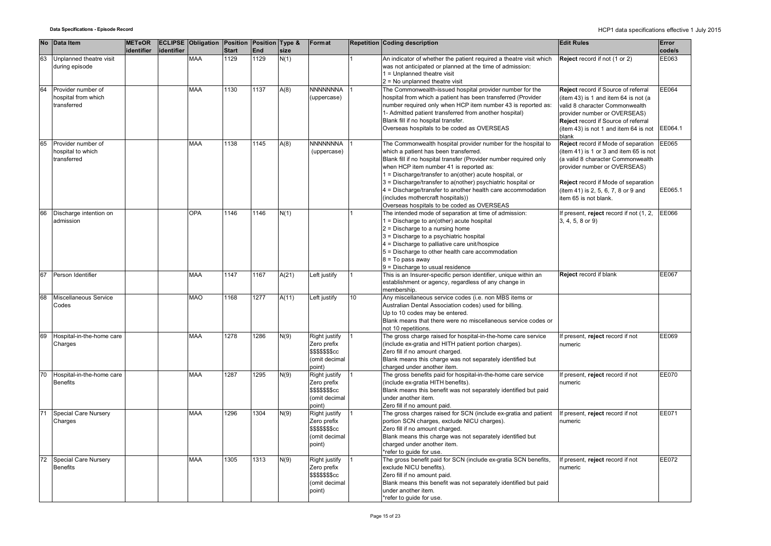| No | Data Item | METeOR identifier | ECLIPSE identifier | Obligation | Position Start | Position End | Type & size | Format | Repetition | Coding description | Edit Rules | Error code/s |
|---|---|---|---|---|---|---|---|---|---|---|---|---|
| 63 | Unplanned theatre visit during episode | | | MAA | 1129 | 1129 | N(1) | | 1 | An indicator of whether the patient required a theatre visit which was not anticipated or planned at the time of admission:<br>1 = Unplanned theatre visit<br>2 = No unplanned theatre visit | **Reject** record if not (1 or 2) | EE063 |
| 64 | Provider number of hospital from which transferred | | | MAA | 1130 | 1137 | A(8) | NNNNNNNA (uppercase) | 1 | The Commonwealth-issued hospital provider number for the hospital from which a patient has been transferred (Provider number required only when HCP item number 43 is reported as: 1- Admitted patient transferred from another hospital)<br>Blank fill if no hospital transfer.<br>Overseas hospitals to be coded as OVERSEAS | **Reject** record if Source of referral (item 43) is 1 and item 64 is not (a valid 8 character Commonwealth provider number or OVERSEAS)<br>**Reject** record if Source of referral (item 43) is not 1 and item 64 is not blank | EE064<br>EE064.1 |
| 65 | Provider number of hospital to which transferred | | | MAA | 1138 | 1145 | A(8) | NNNNNNNA (uppercase) | 1 | The Commonwealth hospital provider number for the hospital to which a patient has been transferred.<br>Blank fill if no hospital transfer (Provider number required only when HCP item number 41 is reported as:<br>1 = Discharge/transfer to an(other) acute hospital, or<br>3 = Discharge/transfer to a(nother) psychiatric hospital or<br>4 = Discharge/transfer to another health care accommodation (includes mothercraft hospitals))<br>Overseas hospitals to be coded as OVERSEAS | **Reject** record if Mode of separation (item 41) is 1 or 3 and item 65 is not (a valid 8 character Commonwealth provider number or OVERSEAS)<br>**Reject** record if Mode of separation (item 41) is 2, 5, 6, 7, 8 or 9 and item 65 is not blank. | EE065<br>EE065.1 |
| 66 | Discharge intention on admission | | | OPA | 1146 | 1146 | N(1) | | 1 | The intended mode of separation at time of admission:<br>1 = Discharge to an(other) acute hospital<br>2 = Discharge to a nursing home<br>3 = Discharge to a psychiatric hospital<br>4 = Discharge to palliative care unit/hospice<br>5 = Discharge to other health care accommodation<br>8 = To pass away<br>9 = Discharge to usual residence | If present, **reject** record if not (1, 2, 3, 4, 5, 8 or 9) | EE066 |
| 67 | Person Identifier | | | MAA | 1147 | 1167 | A(21) | Left justify | 1 | This is an Insurer-specific person identifier, unique within an establishment or agency, regardless of any change in membership. | **Reject** record if blank | EE067 |
| 68 | Miscellaneous Service Codes | | | MAO | 1168 | 1277 | A(11) | Left justify | 10 | Any miscellaneous service codes (i.e. non MBS items or Australian Dental Association codes) used for billing.<br>Up to 10 codes may be entered.<br>Blank means that there were no miscellaneous service codes or not 10 repetitions. | | |
| 69 | Hospital-in-the-home care Charges | | | MAA | 1278 | 1286 | N(9) | Right justify Zero prefix $$$$$$$cc (omit decimal point) | 1 | The gross charge raised for hospital-in-the-home care service (include ex-gratia and HITH patient portion charges).<br>Zero fill if no amount charged.<br>Blank means this charge was not separately identified but charged under another item. | If present, **reject** record if not numeric | EE069 |
| 70 | Hospital-in-the-home care Benefits | | | MAA | 1287 | 1295 | N(9) | Right justify Zero prefix $$$$$$$cc (omit decimal point) | 1 | The gross benefits paid for hospital-in-the-home care service (include ex-gratia HITH benefits).<br>Blank means this benefit was not separately identified but paid under another item.<br>Zero fill if no amount paid. | If present, **reject** record if not numeric | EE070 |
| 71 | Special Care Nursery Charges | | | MAA | 1296 | 1304 | N(9) | Right justify Zero prefix $$$$$$$cc (omit decimal point) | 1 | The gross charges raised for SCN (include ex-gratia and patient portion SCN charges, exclude NICU charges).<br>Zero fill if no amount charged.<br>Blank means this charge was not separately identified but charged under another item.<br>*refer to guide for use. | If present, **reject** record if not numeric | EE071 |
| 72 | Special Care Nursery Benefits | | | MAA | 1305 | 1313 | N(9) | Right justify Zero prefix $$$$$$$cc (omit decimal point) | 1 | The gross benefit paid for SCN (include ex-gratia SCN benefits, exclude NICU benefits).<br>Zero fill if no amount paid.<br>Blank means this benefit was not separately identified but paid under another item.<br>*refer to guide for use. | If present, **reject** record if not numeric | EE072 |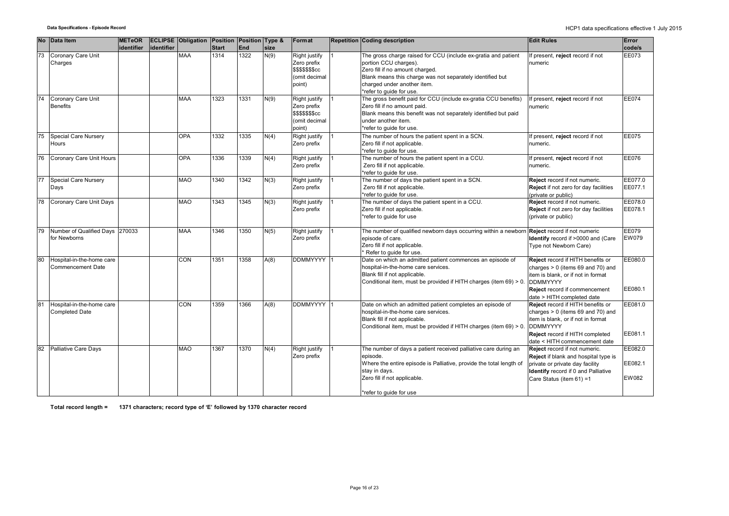| No | Data Item | METeOR identifier | ECLIPSE identifier | Obligation | Position Start | Position End | Type & size | Format | Repetition | Coding description | Edit Rules | Error code/s |
|---|---|---|---|---|---|---|---|---|---|---|---|---|
| 73 | Coronary Care Unit Charges | | | MAA | 1314 | 1322 | N(9) | Right justify Zero prefix $$$$$$$cc (omit decimal point) | 1 | The gross charge raised for CCU (include ex-gratia and patient portion CCU charges). Zero fill if no amount charged. Blank means this charge was not separately identified but charged under another item. *refer to guide for use. | If present, **reject** record if not numeric | EE073 |
| 74 | Coronary Care Unit Benefits | | | MAA | 1323 | 1331 | N(9) | Right justify Zero prefix $$$$$$$cc (omit decimal point) | 1 | The gross benefit paid for CCU (include ex-gratia CCU benefits) Zero fill if no amount paid. Blank means this benefit was not separately identified but paid under another item. *refer to guide for use. | If present, **reject** record if not numeric | EE074 |
| 75 | Special Care Nursery Hours | | | OPA | 1332 | 1335 | N(4) | Right justify Zero prefix | 1 | The number of hours the patient spent in a SCN. Zero fill if not applicable. *refer to guide for use. | If present, **reject** record if not numeric. | EE075 |
| 76 | Coronary Care Unit Hours | | | OPA | 1336 | 1339 | N(4) | Right justify Zero prefix | 1 | The number of hours the patient spent in a CCU. Zero fill if not applicable. *refer to guide for use. | If present, **reject** record if not numeric. | EE076 |
| 77 | Special Care Nursery Days | | | MAO | 1340 | 1342 | N(3) | Right justify Zero prefix | 1 | The number of days the patient spent in a SCN. Zero fill if not applicable. *refer to guide for use. | **Reject** record if not numeric. **Reject** if not zero for day facilities (private or public) | EE077.0 EE077.1 |
| 78 | Coronary Care Unit Days | | | MAO | 1343 | 1345 | N(3) | Right justify Zero prefix | 1 | The number of days the patient spent in a CCU. Zero fill if not applicable. *refer to guide for use | **Reject** record if not numeric. **Reject** if not zero for day facilities (private or public) | EE078.0 EE078.1 |
| 79 | Number of Qualified Days for Newborns | 270033 | | MAA | 1346 | 1350 | N(5) | Right justify Zero prefix | 1 | The number of qualified newborn days occurring within a newborn episode of care. Zero fill if not applicable. * Refer to guide for use. | **Reject** record if not numeric **Identify** record if >0000 and (Care Type not Newborn Care) | EE079 EW079 |
| 80 | Hospital-in-the-home care Commencement Date | | | CON | 1351 | 1358 | A(8) | DDMMYYYY | 1 | Date on which an admitted patient commences an episode of hospital-in-the-home care services. Blank fill if not applicable. Conditional item, must be provided if HITH charges (item 69) > 0. | **Reject** record if HITH benefits or charges > 0 (items 69 and 70) and item is blank, or if not in format DDMMYYYY **Reject** record if commencement date > HITH completed date | EE080.0 EE080.1 |
| 81 | Hospital-in-the-home care Completed Date | | | CON | 1359 | 1366 | A(8) | DDMMYYYY | 1 | Date on which an admitted patient completes an episode of hospital-in-the-home care services. Blank fill if not applicable. Conditional item, must be provided if HITH charges (item 69) > 0. | **Reject** record if HITH benefits or charges > 0 (items 69 and 70) and item is blank, or if not in format DDMMYYYY **Reject** record if HITH completed date < HITH commencement date | EE081.0 EE081.1 |
| 82 | Palliative Care Days | | | MAO | 1367 | 1370 | N(4) | Right justify Zero prefix | 1 | The number of days a patient received palliative care during an episode. Where the entire episode is Palliative, provide the total length of stay in days. Zero fill if not applicable. *refer to guide for use | **Reject** record if not numeric. **Reject** if blank and hospital type is private or private day facility **Identify** record if 0 and Palliative Care Status (item 61) =1 | EE082.0 EE082.1 EW082 |

**Total record length = 1371 characters; record type of 'E' followed by 1370 character record**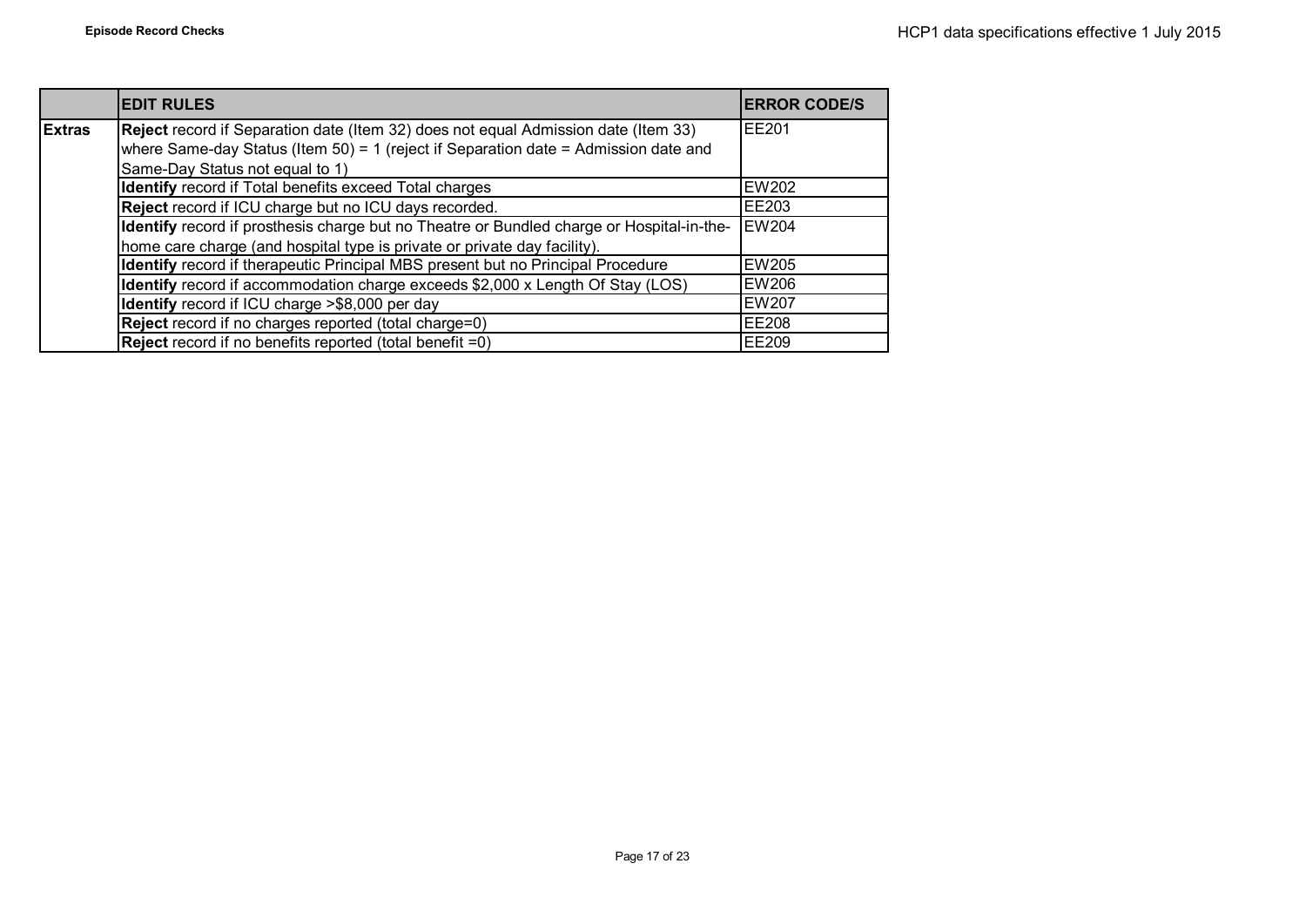| | EDIT RULES | ERROR CODE/S |
|---|---|---|
| **Extras** | **Reject** record if Separation date (Item 32) does not equal Admission date (Item 33) where Same-day Status (Item 50) = 1 (reject if Separation date = Admission date and Same-Day Status not equal to 1) | EE201 |
| | **Identify** record if Total benefits exceed Total charges | EW202 |
| | **Reject** record if ICU charge but no ICU days recorded. | EE203 |
| | **Identify** record if prosthesis charge but no Theatre or Bundled charge or Hospital-in-the-home care charge (and hospital type is private or private day facility). | EW204 |
| | **Identify** record if therapeutic Principal MBS present but no Principal Procedure | EW205 |
| | **Identify** record if accommodation charge exceeds $2,000 x Length Of Stay (LOS) | EW206 |
| | **Identify** record if ICU charge >$8,000 per day | EW207 |
| | **Reject** record if no charges reported (total charge=0) | EE208 |
| | **Reject** record if no benefits reported (total benefit =0) | EE209 |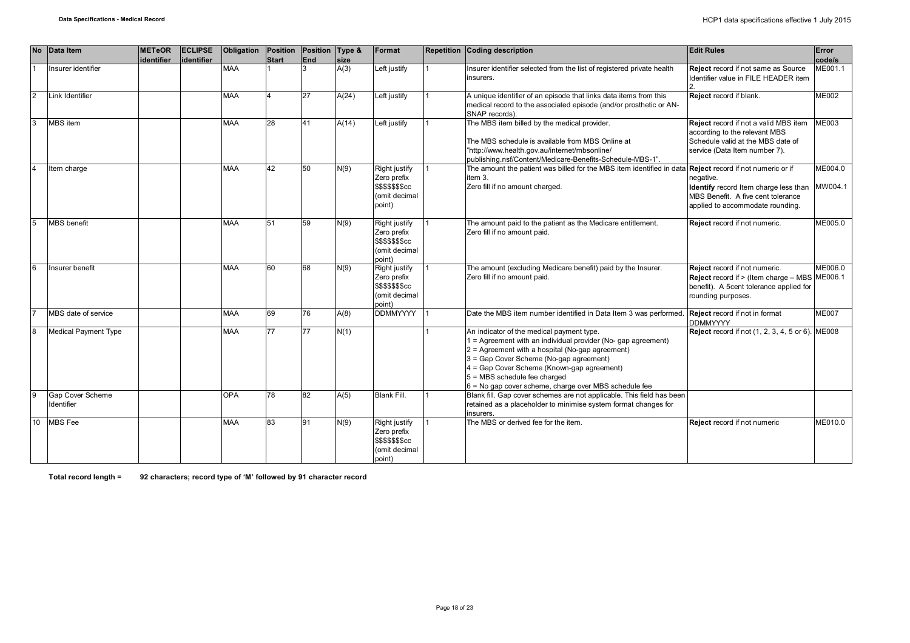| No | Data Item | METeOR identifier | ECLIPSE identifier | Obligation | Position Start | Position End | Type & size | Format | Repetition | Coding description | Edit Rules | Error code/s |
|---|---|---|---|---|---|---|---|---|---|---|---|---|
| 1 | Insurer identifier | | | MAA | 1 | 3 | A(3) | Left justify | 1 | Insurer identifier selected from the list of registered private health insurers. | **Reject** record if not same as Source Identifier value in FILE HEADER item 2. | ME001.1 |
| 2 | Link Identifier | | | MAA | 4 | 27 | A(24) | Left justify | 1 | A unique identifier of an episode that links data items from this medical record to the associated episode (and/or prosthetic or AN-SNAP records). | **Reject** record if blank. | ME002 |
| 3 | MBS item | | | MAA | 28 | 41 | A(14) | Left justify | 1 | The MBS item billed by the medical provider.<br><br>The MBS schedule is available from MBS Online at "http://www.health.gov.au/internet/mbsonline/ publishing.nsf/Content/Medicare-Benefits-Schedule-MBS-1". | **Reject** record if not a valid MBS item according to the relevant MBS Schedule valid at the MBS date of service (Data Item number 7). | ME003 |
| 4 | Item charge | | | MAA | 42 | 50 | N(9) | Right justify Zero prefix $$$$$$$cc (omit decimal point) | 1 | The amount the patient was billed for the MBS item identified in data item 3.<br>Zero fill if no amount charged. | **Reject** record if not numeric or if negative.<br>**Identify** record Item charge less than MBS Benefit. A five cent tolerance applied to accommodate rounding. | ME004.0<br>MW004.1 |
| 5 | MBS benefit | | | MAA | 51 | 59 | N(9) | Right justify Zero prefix $$$$$$$cc (omit decimal point) | 1 | The amount paid to the patient as the Medicare entitlement.<br>Zero fill if no amount paid. | **Reject** record if not numeric. | ME005.0 |
| 6 | Insurer benefit | | | MAA | 60 | 68 | N(9) | Right justify Zero prefix $$$$$$$cc (omit decimal point) | 1 | The amount (excluding Medicare benefit) paid by the Insurer.<br>Zero fill if no amount paid. | **Reject** record if not numeric.<br>**Reject** record if > (Item charge – MBS benefit). A 5cent tolerance applied for rounding purposes. | ME006.0<br>ME006.1 |
| 7 | MBS date of service | | | MAA | 69 | 76 | A(8) | DDMMYYYY | 1 | Date the MBS item number identified in Data Item 3 was performed. | **Reject** record if not in format DDMMYYYY | ME007 |
| 8 | Medical Payment Type | | | MAA | 77 | 77 | N(1) | | 1 | An indicator of the medical payment type.<br>1 = Agreement with an individual provider (No- gap agreement)<br>2 = Agreement with a hospital (No-gap agreement)<br>3 = Gap Cover Scheme (No-gap agreement)<br>4 = Gap Cover Scheme (Known-gap agreement)<br>5 = MBS schedule fee charged<br>6 = No gap cover scheme, charge over MBS schedule fee | **Reject** record if not (1, 2, 3, 4, 5 or 6). | ME008 |
| 9 | Gap Cover Scheme Identifier | | | OPA | 78 | 82 | A(5) | Blank Fill. | 1 | Blank fill. Gap cover schemes are not applicable. This field has been retained as a placeholder to minimise system format changes for insurers. | | |
| 10 | MBS Fee | | | MAA | 83 | 91 | N(9) | Right justify Zero prefix $$$$$$$cc (omit decimal point) | 1 | The MBS or derived fee for the item. | **Reject** record if not numeric | ME010.0 |

**Total record length = 92 characters; record type of 'M' followed by 91 character record**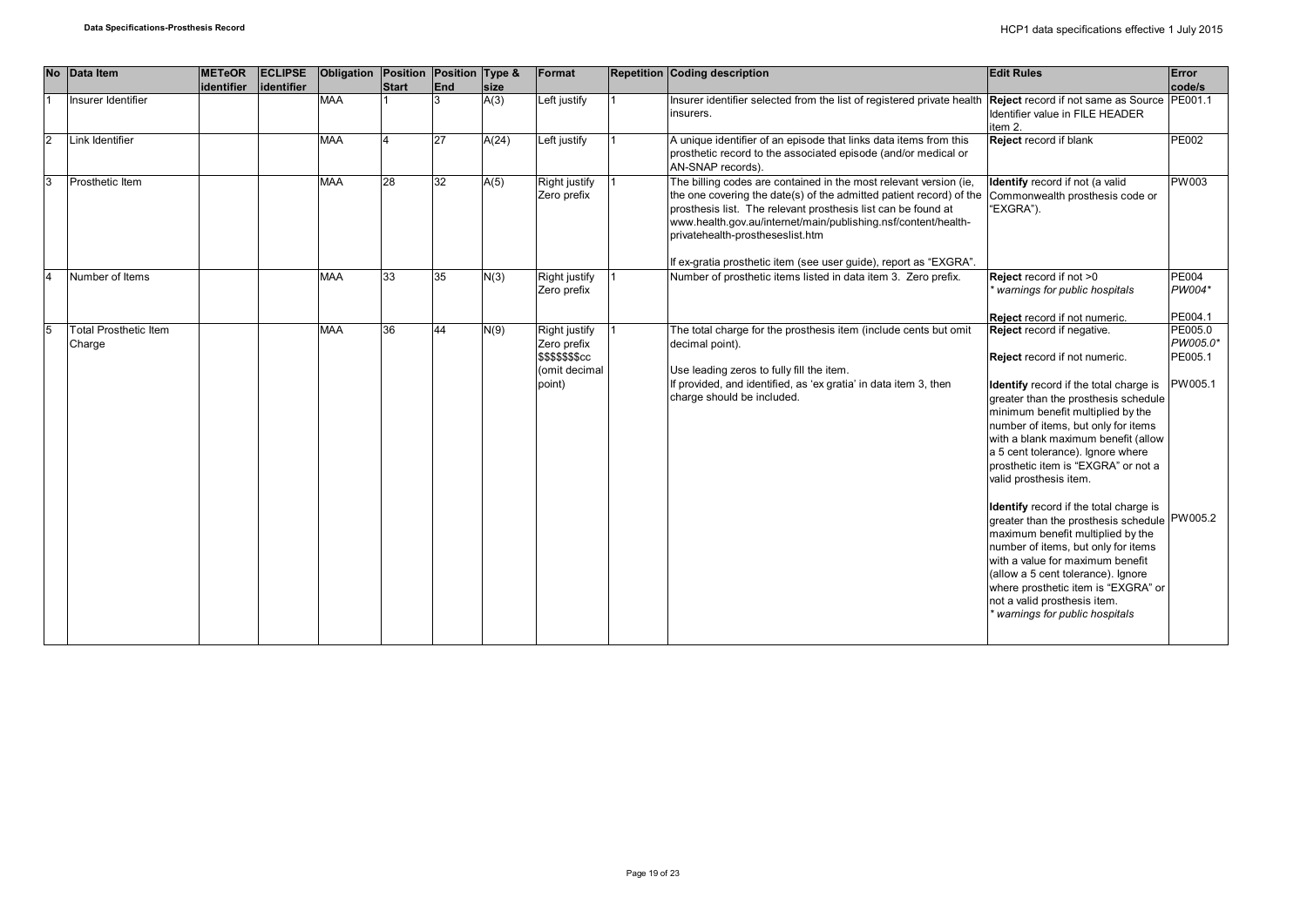| No | Data Item | METeOR identifier | ECLIPSE identifier | Obligation | Position Start | Position End | Type & size | Format | Repetition | Coding description | Edit Rules | Error code/s |
|---|---|---|---|---|---|---|---|---|---|---|---|---|
| 1 | Insurer Identifier | | | MAA | 1 | 3 | A(3) | Left justify | 1 | Insurer identifier selected from the list of registered private health insurers. | **Reject** record if not same as Source Identifier value in FILE HEADER item 2. | PE001.1 |
| 2 | Link Identifier | | | MAA | 4 | 27 | A(24) | Left justify | 1 | A unique identifier of an episode that links data items from this prosthetic record to the associated episode (and/or medical or AN-SNAP records). | **Reject** record if blank | PE002 |
| 3 | Prosthetic Item | | | MAA | 28 | 32 | A(5) | Right justify Zero prefix | 1 | The billing codes are contained in the most relevant version (ie, the one covering the date(s) of the admitted patient record) of the prosthesis list. The relevant prosthesis list can be found at www.health.gov.au/internet/main/publishing.nsf/content/health-privatehealth-prostheseslist.htm<br><br>If ex-gratia prosthetic item (see user guide), report as "EXGRA". | **Identify** record if not (a valid Commonwealth prosthesis code or "EXGRA"). | PW003 |
| 4 | Number of Items | | | MAA | 33 | 35 | N(3) | Right justify Zero prefix | 1 | Number of prosthetic items listed in data item 3. Zero prefix. | **Reject** record if not >0<br>*\* warnings for public hospitals*<br><br>**Reject** record if not numeric. | PE004<br>*PW004\**<br><br>PE004.1 |
| 5 | Total Prosthetic Item Charge | | | MAA | 36 | 44 | N(9) | Right justify Zero prefix $$$$$$$cc (omit decimal point) | 1 | The total charge for the prosthesis item (include cents but omit decimal point).<br><br>Use leading zeros to fully fill the item.<br>If provided, and identified, as 'ex gratia' in data item 3, then charge should be included. | **Reject** record if negative.<br><br>**Reject** record if not numeric.<br><br>**Identify** record if the total charge is greater than the prosthesis schedule minimum benefit multiplied by the number of items, but only for items with a blank maximum benefit (allow a 5 cent tolerance). Ignore where prosthetic item is "EXGRA" or not a valid prosthesis item.<br><br>**Identify** record if the total charge is greater than the prosthesis schedule maximum benefit multiplied by the number of items, but only for items with a value for maximum benefit (allow a 5 cent tolerance). Ignore where prosthetic item is "EXGRA" or not a valid prosthesis item.<br>*\* warnings for public hospitals* | PE005.0<br>*PW005.0\**<br>PE005.1<br><br>PW005.1<br><br><br><br><br><br><br>PW005.2 |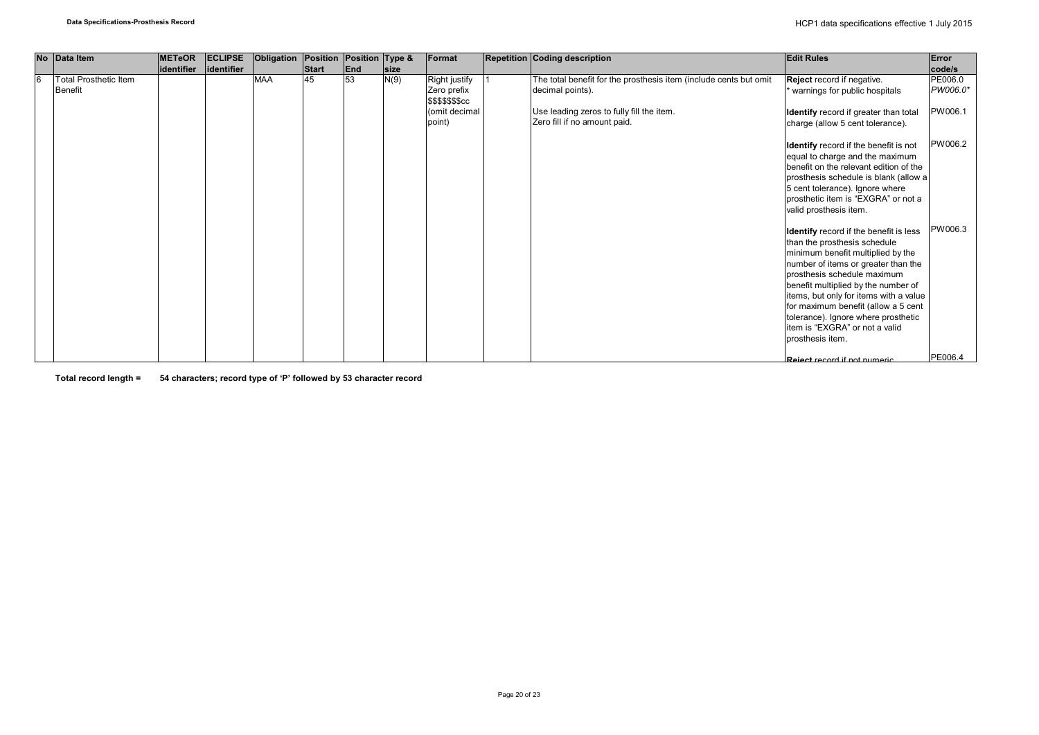| No | Data Item | METeOR identifier | ECLIPSE identifier | Obligation | Position Start | Position End | Type & size | Format | Repetition | Coding description | Edit Rules | Error code/s |
|---|---|---|---|---|---|---|---|---|---|---|---|---|
| 6 | Total Prosthetic Item Benefit | | | MAA | 45 | 53 | N(9) | Right justify Zero prefix $$$$$$$cc (omit decimal point) | 1 | The total benefit for the prosthesis item (include cents but omit decimal points).<br><br>Use leading zeros to fully fill the item.<br>Zero fill if no amount paid. | **Reject** record if negative.<br>* warnings for public hospitals<br><br>**Identify** record if greater than total charge (allow 5 cent tolerance).<br><br>**Identify** record if the benefit is not equal to charge and the maximum benefit on the relevant edition of the prosthesis schedule is blank (allow a 5 cent tolerance). Ignore where prosthetic item is "EXGRA" or not a valid prosthesis item.<br><br>**Identify** record if the benefit is less than the prosthesis schedule minimum benefit multiplied by the number of items or greater than the prosthesis schedule maximum benefit multiplied by the number of items, but only for items with a value for maximum benefit (allow a 5 cent tolerance). Ignore where prosthetic item is "EXGRA" or not a valid prosthesis item.<br><br>**Reject** record if not numeric | PE006.0<br>*PW006.0**<br><br>PW006.1<br><br>PW006.2<br><br>PW006.3<br><br>PE006.4 |

**Total record length = 54 characters; record type of 'P' followed by 53 character record**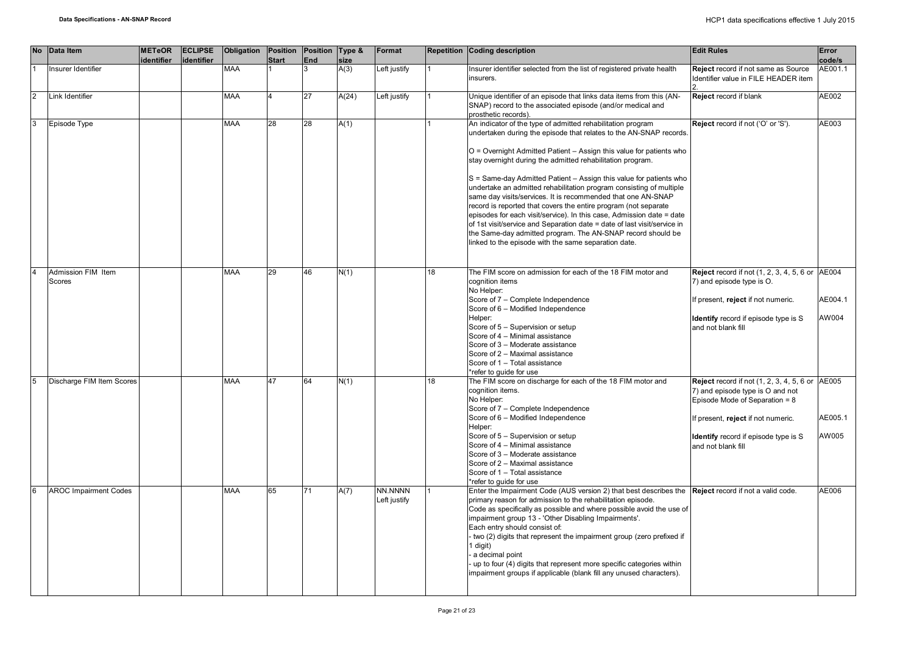| No | Data Item | METeOR identifier | ECLIPSE identifier | Obligation | Position Start | Position End | Type & size | Format | Repetition | Coding description | Edit Rules | Error code/s |
|---|---|---|---|---|---|---|---|---|---|---|---|---|
| 1 | Insurer Identifier | | | MAA | 1 | 3 | A(3) | Left justify | 1 | Insurer identifier selected from the list of registered private health insurers. | **Reject** record if not same as Source Identifier value in FILE HEADER item 2. | AE001.1 |
| 2 | Link Identifier | | | MAA | 4 | 27 | A(24) | Left justify | 1 | Unique identifier of an episode that links data items from this (AN-SNAP) record to the associated episode (and/or medical and prosthetic records). | **Reject** record if blank | AE002 |
| 3 | Episode Type | | | MAA | 28 | 28 | A(1) | | 1 | An indicator of the type of admitted rehabilitation program undertaken during the episode that relates to the AN-SNAP records.<br><br>O = Overnight Admitted Patient – Assign this value for patients who stay overnight during the admitted rehabilitation program.<br><br>S = Same-day Admitted Patient – Assign this value for patients who undertake an admitted rehabilitation program consisting of multiple same day visits/services. It is recommended that one AN-SNAP record is reported that covers the entire program (not separate episodes for each visit/service). In this case, Admission date = date of 1st visit/service and Separation date = date of last visit/service in the Same-day admitted program. The AN-SNAP record should be linked to the episode with the same separation date. | **Reject** record if not ('O' or 'S'). | AE003 |
| 4 | Admission FIM Item Scores | | | MAA | 29 | 46 | N(1) | | 18 | The FIM score on admission for each of the 18 FIM motor and cognition items<br>No Helper:<br>Score of 7 – Complete Independence<br>Score of 6 – Modified Independence<br>Helper:<br>Score of 5 – Supervision or setup<br>Score of 4 – Minimal assistance<br>Score of 3 – Moderate assistance<br>Score of 2 – Maximal assistance<br>Score of 1 – Total assistance<br>*refer to guide for use | **Reject** record if not (1, 2, 3, 4, 5, 6 or 7) and episode type is O.<br><br>If present, **reject** if not numeric.<br><br>**Identify** record if episode type is S and not blank fill | AE004<br><br>AE004.1<br><br>AW004 |
| 5 | Discharge FIM Item Scores | | | MAA | 47 | 64 | N(1) | | 18 | The FIM score on discharge for each of the 18 FIM motor and cognition items.<br>No Helper:<br>Score of 7 – Complete Independence<br>Score of 6 – Modified Independence<br>Helper:<br>Score of 5 – Supervision or setup<br>Score of 4 – Minimal assistance<br>Score of 3 – Moderate assistance<br>Score of 2 – Maximal assistance<br>Score of 1 – Total assistance<br>*refer to guide for use | **Reject** record if not (1, 2, 3, 4, 5, 6 or 7) and episode type is O and not Episode Mode of Separation = 8<br><br>If present, **reject** if not numeric.<br><br>**Identify** record if episode type is S and not blank fill | AE005<br><br>AE005.1<br><br>AW005 |
| 6 | AROC Impairment Codes | | | MAA | 65 | 71 | A(7) | NN.NNNN Left justify | 1 | Enter the Impairment Code (AUS version 2) that best describes the primary reason for admission to the rehabilitation episode.<br>Code as specifically as possible and where possible avoid the use of impairment group 13 - 'Other Disabling Impairments'.<br>Each entry should consist of:<br>- two (2) digits that represent the impairment group (zero prefixed if 1 digit)<br>- a decimal point<br>- up to four (4) digits that represent more specific categories within impairment groups if applicable (blank fill any unused characters). | **Reject** record if not a valid code. | AE006 |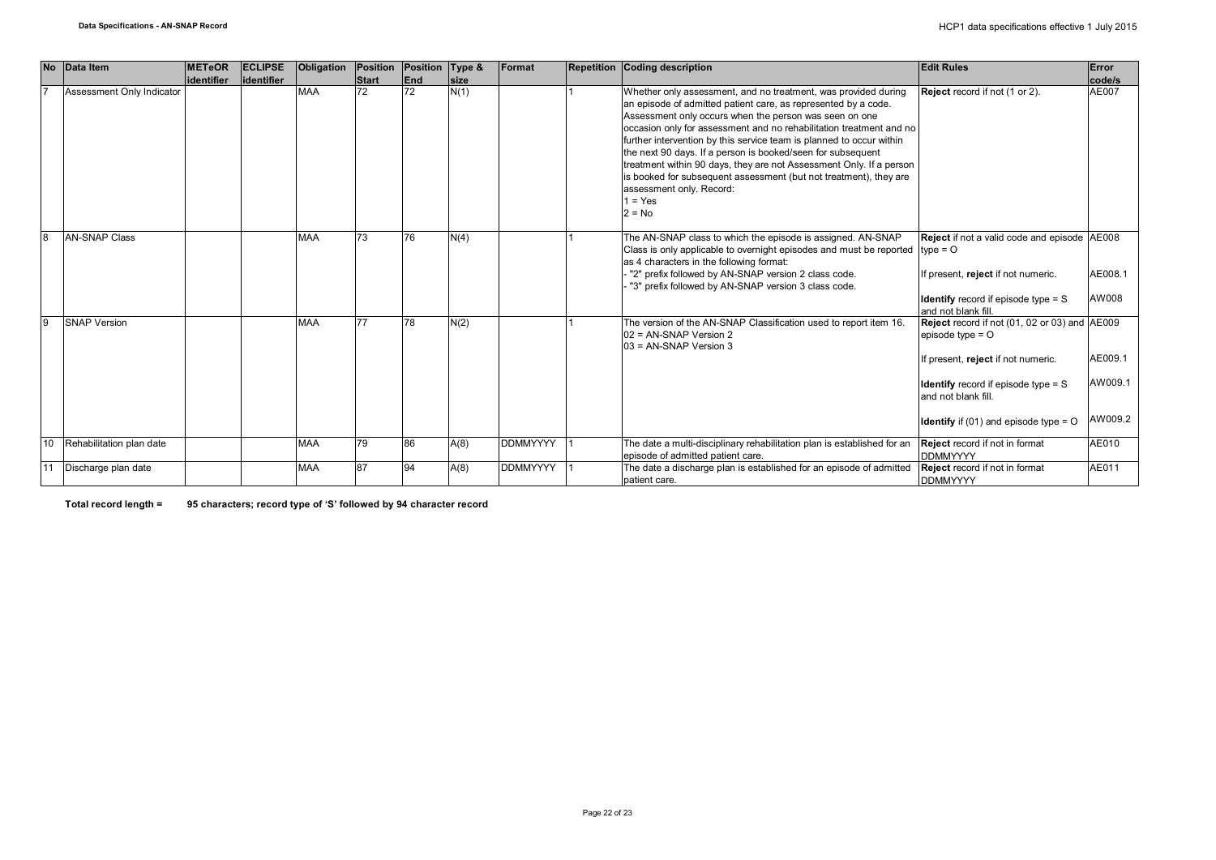| No | Data Item | METeOR identifier | ECLIPSE identifier | Obligation | Position Start | Position End | Type & size | Format | Repetition | Coding description | Edit Rules | Error code/s |
|---|---|---|---|---|---|---|---|---|---|---|---|---|
| 7 | Assessment Only Indicator | | | MAA | 72 | 72 | N(1) | | 1 | Whether only assessment, and no treatment, was provided during an episode of admitted patient care, as represented by a code. Assessment only occurs when the person was seen on one occasion only for assessment and no rehabilitation treatment and no further intervention by this service team is planned to occur within the next 90 days. If a person is booked/seen for subsequent treatment within 90 days, they are not Assessment Only. If a person is booked for subsequent assessment (but not treatment), they are assessment only. Record:<br>1 = Yes<br>2 = No | **Reject** record if not (1 or 2). | AE007 |
| 8 | AN-SNAP Class | | | MAA | 73 | 76 | N(4) | | 1 | The AN-SNAP class to which the episode is assigned. AN-SNAP Class is only applicable to overnight episodes and must be reported as 4 characters in the following format:<br>- "2" prefix followed by AN-SNAP version 2 class code.<br>- "3" prefix followed by AN-SNAP version 3 class code. | **Reject** if not a valid code and episode type = O<br><br>If present, **reject** if not numeric.<br><br>**Identify** record if episode type = S and not blank fill. | AE008<br><br>AE008.1<br><br>AW008 |
| 9 | SNAP Version | | | MAA | 77 | 78 | N(2) | | 1 | The version of the AN-SNAP Classification used to report item 16.<br>02 = AN-SNAP Version 2<br>03 = AN-SNAP Version 3 | **Reject** record if not (01, 02 or 03) and episode type = O<br><br>If present, **reject** if not numeric.<br><br>**Identify** record if episode type = S and not blank fill.<br><br>**Identify** if (01) and episode type = O | AE009<br><br>AE009.1<br><br>AW009.1<br><br>AW009.2 |
| 10 | Rehabilitation plan date | | | MAA | 79 | 86 | A(8) | DDMMYYYY | 1 | The date a multi-disciplinary rehabilitation plan is established for an episode of admitted patient care. | **Reject** record if not in format DDMMYYYY | AE010 |
| 11 | Discharge plan date | | | MAA | 87 | 94 | A(8) | DDMMYYYY | 1 | The date a discharge plan is established for an episode of admitted patient care. | **Reject** record if not in format DDMMYYYY | AE011 |

**Total record length = 95 characters; record type of 'S' followed by 94 character record**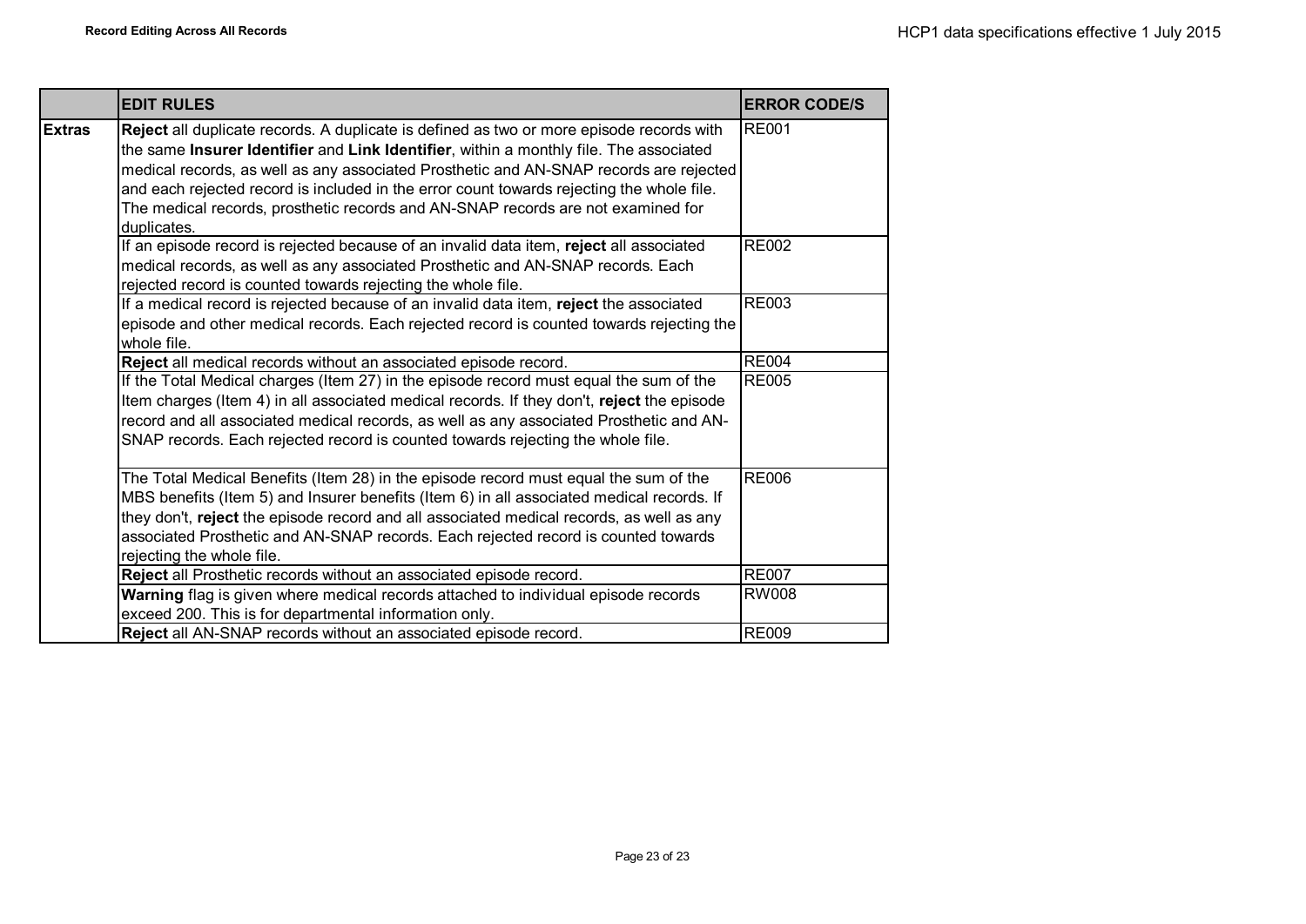| | EDIT RULES | ERROR CODE/S |
|---|---|---|
| **Extras** | **Reject** all duplicate records. A duplicate is defined as two or more episode records with the same **Insurer Identifier** and **Link Identifier**, within a monthly file. The associated medical records, as well as any associated Prosthetic and AN-SNAP records are rejected and each rejected record is included in the error count towards rejecting the whole file. The medical records, prosthetic records and AN-SNAP records are not examined for duplicates. | RE001 |
| | If an episode record is rejected because of an invalid data item, **reject** all associated medical records, as well as any associated Prosthetic and AN-SNAP records. Each rejected record is counted towards rejecting the whole file. | RE002 |
| | If a medical record is rejected because of an invalid data item, **reject** the associated episode and other medical records. Each rejected record is counted towards rejecting the whole file. | RE003 |
| | **Reject** all medical records without an associated episode record. | RE004 |
| | If the Total Medical charges (Item 27) in the episode record must equal the sum of the Item charges (Item 4) in all associated medical records. If they don't, **reject** the episode record and all associated medical records, as well as any associated Prosthetic and AN-SNAP records. Each rejected record is counted towards rejecting the whole file. | RE005 |
| | The Total Medical Benefits (Item 28) in the episode record must equal the sum of the MBS benefits (Item 5) and Insurer benefits (Item 6) in all associated medical records. If they don't, **reject** the episode record and all associated medical records, as well as any associated Prosthetic and AN-SNAP records. Each rejected record is counted towards rejecting the whole file. | RE006 |
| | **Reject** all Prosthetic records without an associated episode record. | RE007 |
| | **Warning** flag is given where medical records attached to individual episode records exceed 200. This is for departmental information only. | RW008 |
| | **Reject** all AN-SNAP records without an associated episode record. | RE009 |